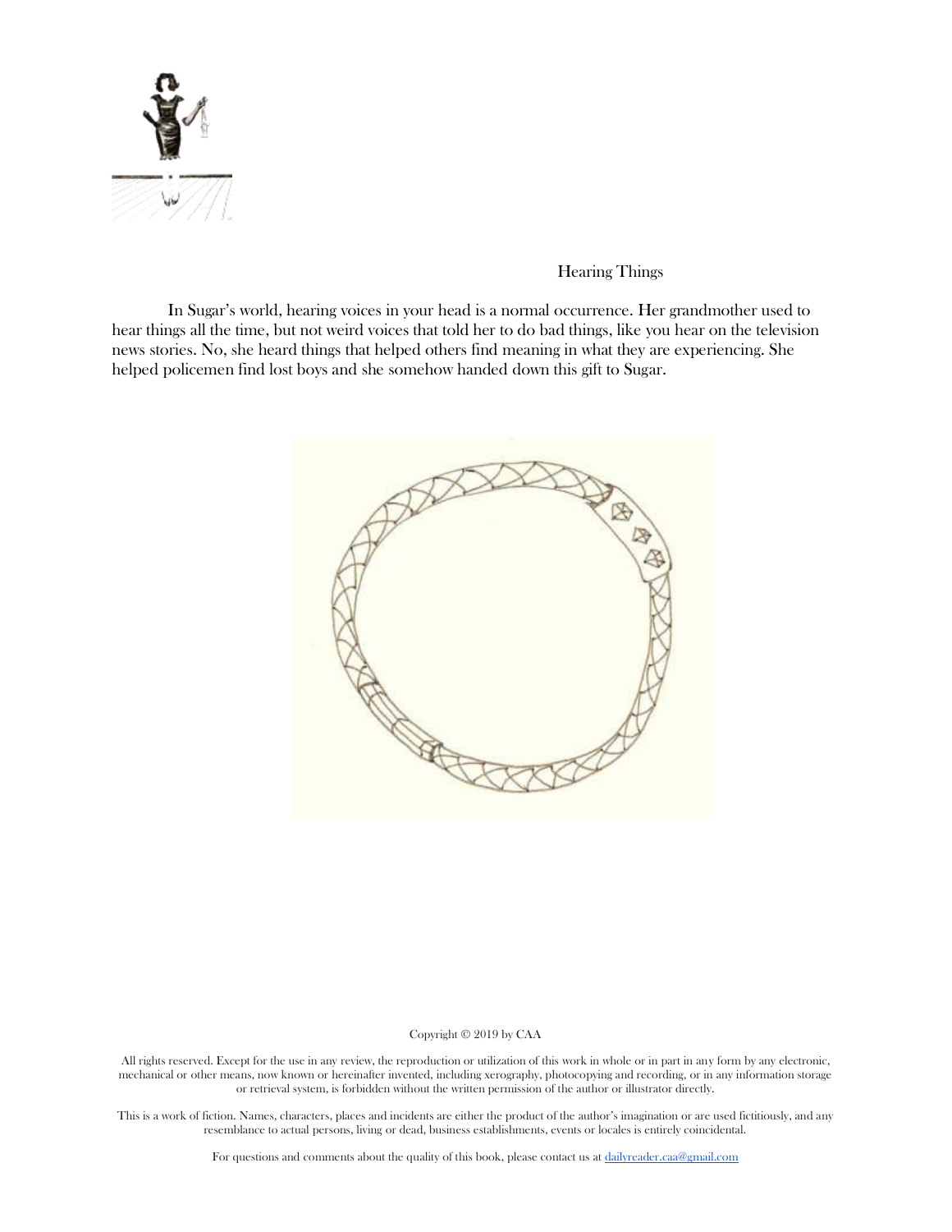# Hearing Things

In Sugar's world, hearing voices in your head is a normal occurrence. Her grandmother used to hear things all the time, but not weird voices that told her to do bad things, like you hear on the television news stories. No, she heard things that helped others find meaning in what they are experiencing. She helped policemen find lost boys and she somehow handed down this gift to Sugar.

Copyright © 2019 by CAA

All rights reserved. Except for the use in any review, the reproduction or utilization of this work in whole or in part in any form by any electronic, mechanical or other means, now known or hereinafter invented, including xerography, photocopying and recording, or in any information storage or retrieval system, is forbidden without the written permission of the author or illustrator directly.

This is a work of fiction. Names, characters, places and incidents are either the product of the author's imagination or are used fictitiously, and any resemblance to actual persons, living or dead, business establishments, events or locales is entirely coincidental.

For questions and comments about the quality of this book, please contact us at dailyreader.caa@gmail.com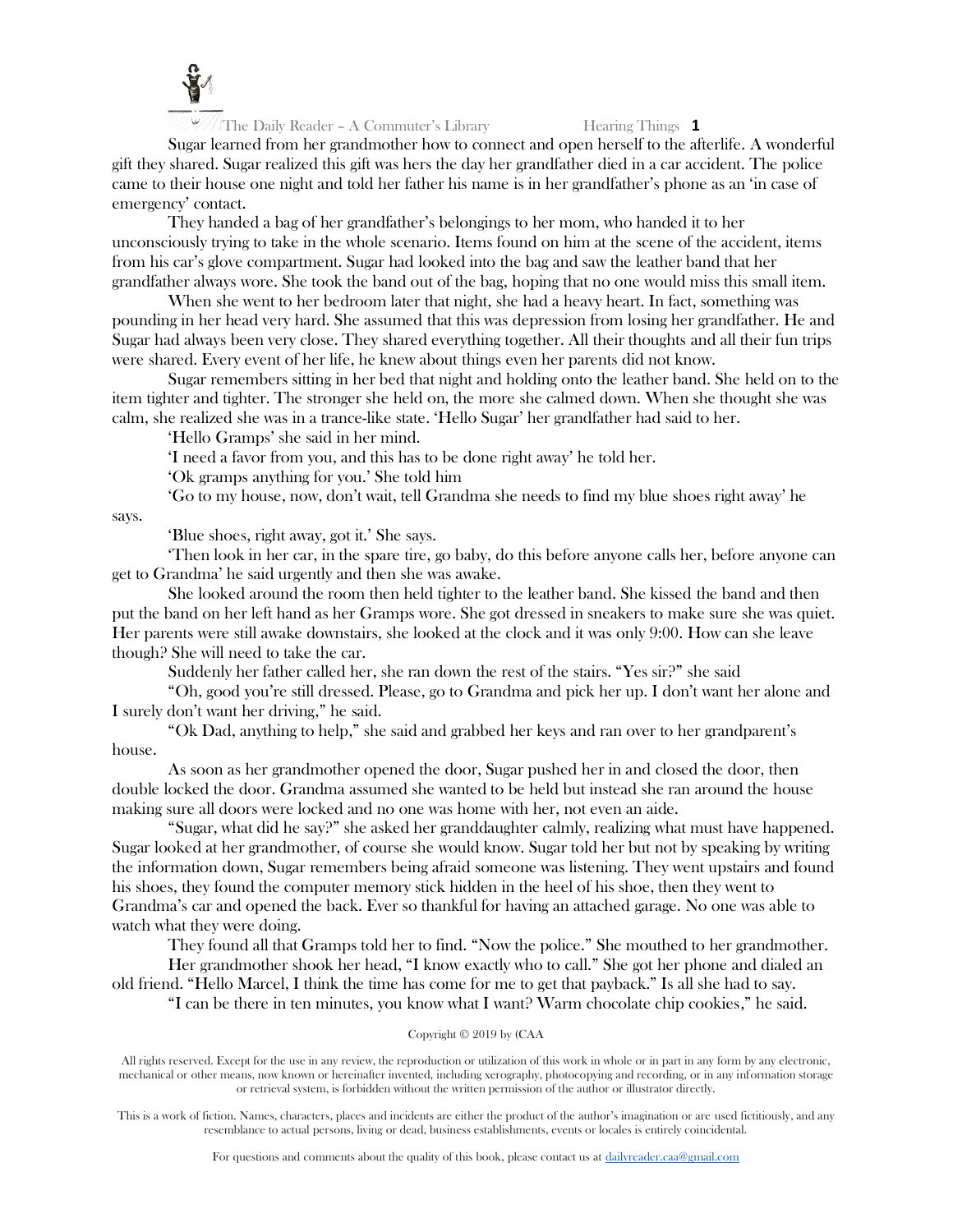Sugar learned from her grandmother how to connect and open herself to the afterlife. A wonderful gift they shared. Sugar realized this gift was hers the day her grandfather died in a car accident. The police came to their house one night and told her father his name is in her grandfather's phone as an 'in case of emergency' contact.

They handed a bag of her grandfather's belongings to her mom, who handed it to her unconsciously trying to take in the whole scenario. Items found on him at the scene of the accident, items from his car's glove compartment. Sugar had looked into the bag and saw the leather band that her grandfather always wore. She took the band out of the bag, hoping that no one would miss this small item.

When she went to her bedroom later that night, she had a heavy heart. In fact, something was pounding in her head very hard. She assumed that this was depression from losing her grandfather. He and Sugar had always been very close. They shared everything together. All their thoughts and all their fun trips were shared. Every event of her life, he knew about things even her parents did not know.

Sugar remembers sitting in her bed that night and holding onto the leather band. She held on to the item tighter and tighter. The stronger she held on, the more she calmed down. When she thought she was calm, she realized she was in a trance-like state. 'Hello Sugar' her grandfather had said to her.

'Hello Gramps' she said in her mind.

'I need a favor from you, and this has to be done right away' he told her.

'Ok gramps anything for you.' She told him

'Go to my house, now, don't wait, tell Grandma she needs to find my blue shoes right away' he says.

'Blue shoes, right away, got it.' She says.

'Then look in her car, in the spare tire, go baby, do this before anyone calls her, before anyone can get to Grandma' he said urgently and then she was awake.

She looked around the room then held tighter to the leather band. She kissed the band and then put the band on her left hand as her Gramps wore. She got dressed in sneakers to make sure she was quiet. Her parents were still awake downstairs, she looked at the clock and it was only 9:00. How can she leave though? She will need to take the car.

Suddenly her father called her, she ran down the rest of the stairs. "Yes sir?" she said

"Oh, good you're still dressed. Please, go to Grandma and pick her up. I don't want her alone and I surely don't want her driving," he said.

"Ok Dad, anything to help," she said and grabbed her keys and ran over to her grandparent's house.

As soon as her grandmother opened the door, Sugar pushed her in and closed the door, then double locked the door. Grandma assumed she wanted to be held but instead she ran around the house making sure all doors were locked and no one was home with her, not even an aide.

"Sugar, what did he say?" she asked her granddaughter calmly, realizing what must have happened. Sugar looked at her grandmother, of course she would know. Sugar told her but not by speaking by writing the information down, Sugar remembers being afraid someone was listening. They went upstairs and found his shoes, they found the computer memory stick hidden in the heel of his shoe, then they went to Grandma's car and opened the back. Ever so thankful for having an attached garage. No one was able to watch what they were doing.

They found all that Gramps told her to find. "Now the police." She mouthed to her grandmother.

Her grandmother shook her head, "I know exactly who to call." She got her phone and dialed an old friend. "Hello Marcel, I think the time has come for me to get that payback." Is all she had to say.

"I can be there in ten minutes, you know what I want? Warm chocolate chip cookies," he said.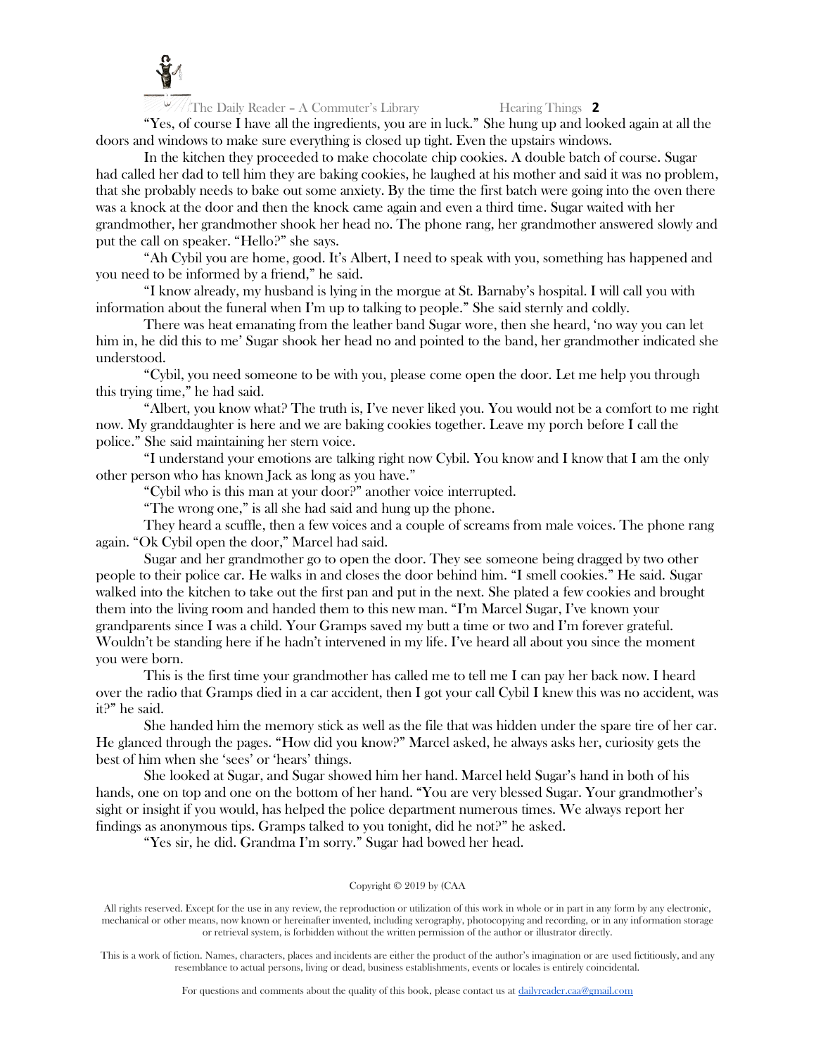"Yes, of course I have all the ingredients, you are in luck." She hung up and looked again at all the doors and windows to make sure everything is closed up tight. Even the upstairs windows.

In the kitchen they proceeded to make chocolate chip cookies. A double batch of course. Sugar had called her dad to tell him they are baking cookies, he laughed at his mother and said it was no problem, that she probably needs to bake out some anxiety. By the time the first batch were going into the oven there was a knock at the door and then the knock came again and even a third time. Sugar waited with her grandmother, her grandmother shook her head no. The phone rang, her grandmother answered slowly and put the call on speaker. "Hello?" she says.

"Ah Cybil you are home, good. It's Albert, I need to speak with you, something has happened and you need to be informed by a friend," he said.

"I know already, my husband is lying in the morgue at St. Barnaby's hospital. I will call you with information about the funeral when I'm up to talking to people." She said sternly and coldly.

There was heat emanating from the leather band Sugar wore, then she heard, 'no way you can let him in, he did this to me' Sugar shook her head no and pointed to the band, her grandmother indicated she understood.

"Cybil, you need someone to be with you, please come open the door. Let me help you through this trying time," he had said.

"Albert, you know what? The truth is, I've never liked you. You would not be a comfort to me right now. My granddaughter is here and we are baking cookies together. Leave my porch before I call the police." She said maintaining her stern voice.

"I understand your emotions are talking right now Cybil. You know and I know that I am the only other person who has known Jack as long as you have."

"Cybil who is this man at your door?" another voice interrupted.

"The wrong one," is all she had said and hung up the phone.

They heard a scuffle, then a few voices and a couple of screams from male voices. The phone rang again. "Ok Cybil open the door," Marcel had said.

Sugar and her grandmother go to open the door. They see someone being dragged by two other people to their police car. He walks in and closes the door behind him. "I smell cookies." He said. Sugar walked into the kitchen to take out the first pan and put in the next. She plated a few cookies and brought them into the living room and handed them to this new man. "I'm Marcel Sugar, I've known your grandparents since I was a child. Your Gramps saved my butt a time or two and I'm forever grateful. Wouldn't be standing here if he hadn't intervened in my life. I've heard all about you since the moment you were born.

This is the first time your grandmother has called me to tell me I can pay her back now. I heard over the radio that Gramps died in a car accident, then I got your call Cybil I knew this was no accident, was it?" he said.

She handed him the memory stick as well as the file that was hidden under the spare tire of her car. He glanced through the pages. "How did you know?" Marcel asked, he always asks her, curiosity gets the best of him when she 'sees' or 'hears' things.

She looked at Sugar, and Sugar showed him her hand. Marcel held Sugar's hand in both of his hands, one on top and one on the bottom of her hand. "You are very blessed Sugar. Your grandmother's sight or insight if you would, has helped the police department numerous times. We always report her findings as anonymous tips. Gramps talked to you tonight, did he not?" he asked.

"Yes sir, he did. Grandma I'm sorry." Sugar had bowed her head.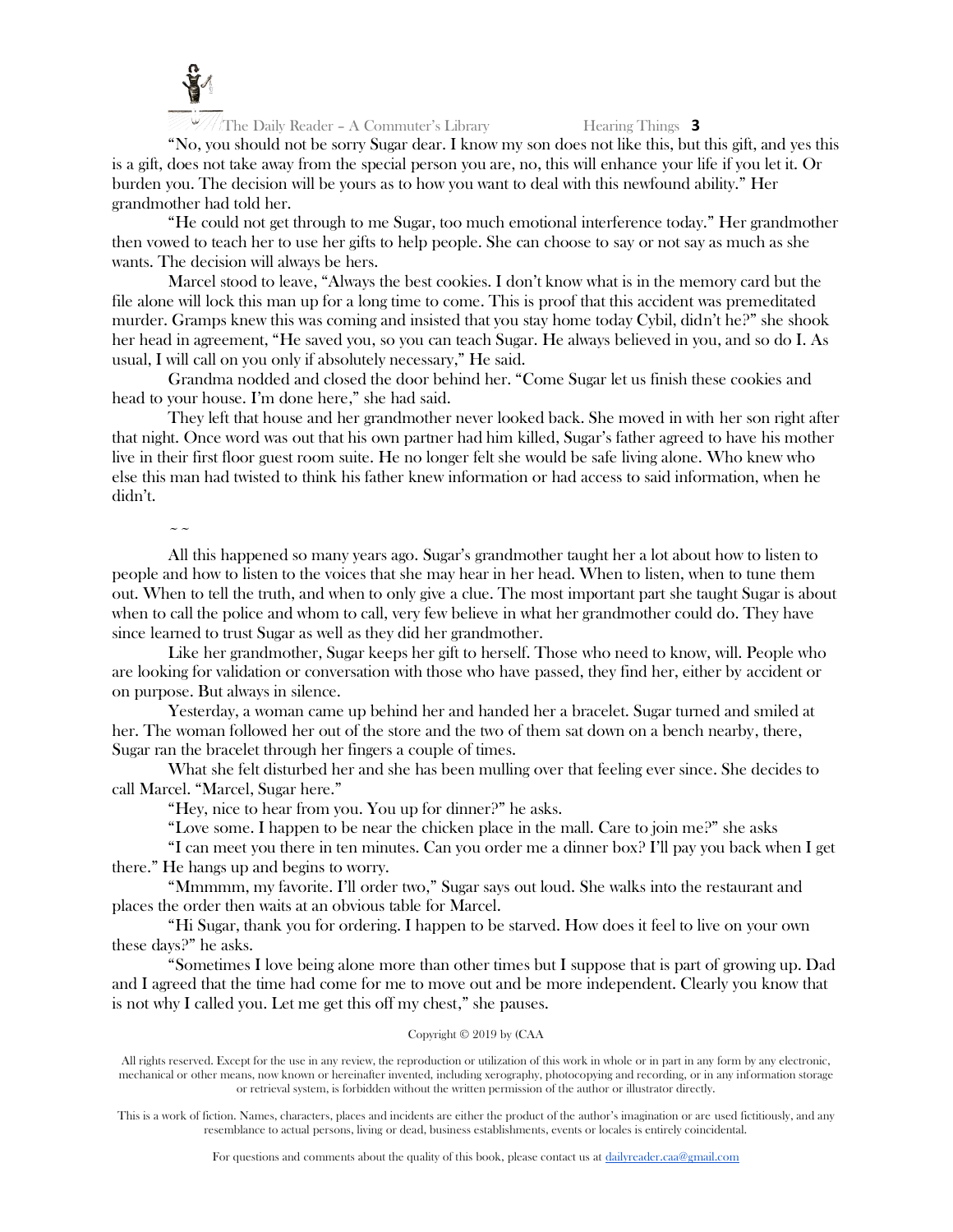"No, you should not be sorry Sugar dear. I know my son does not like this, but this gift, and yes this is a gift, does not take away from the special person you are, no, this will enhance your life if you let it. Or burden you. The decision will be yours as to how you want to deal with this newfound ability." Her grandmother had told her.

"He could not get through to me Sugar, too much emotional interference today." Her grandmother then vowed to teach her to use her gifts to help people. She can choose to say or not say as much as she wants. The decision will always be hers.

Marcel stood to leave, "Always the best cookies. I don't know what is in the memory card but the file alone will lock this man up for a long time to come. This is proof that this accident was premeditated murder. Gramps knew this was coming and insisted that you stay home today Cybil, didn't he?" she shook her head in agreement, "He saved you, so you can teach Sugar. He always believed in you, and so do I. As usual, I will call on you only if absolutely necessary," He said.

Grandma nodded and closed the door behind her. "Come Sugar let us finish these cookies and head to your house. I'm done here," she had said.

They left that house and her grandmother never looked back. She moved in with her son right after that night. Once word was out that his own partner had him killed, Sugar's father agreed to have his mother live in their first floor guest room suite. He no longer felt she would be safe living alone. Who knew who else this man had twisted to think his father knew information or had access to said information, when he didn't.

~ ~

All this happened so many years ago. Sugar's grandmother taught her a lot about how to listen to people and how to listen to the voices that she may hear in her head. When to listen, when to tune them out. When to tell the truth, and when to only give a clue. The most important part she taught Sugar is about when to call the police and whom to call, very few believe in what her grandmother could do. They have since learned to trust Sugar as well as they did her grandmother.

Like her grandmother, Sugar keeps her gift to herself. Those who need to know, will. People who are looking for validation or conversation with those who have passed, they find her, either by accident or on purpose. But always in silence.

Yesterday, a woman came up behind her and handed her a bracelet. Sugar turned and smiled at her. The woman followed her out of the store and the two of them sat down on a bench nearby, there, Sugar ran the bracelet through her fingers a couple of times.

What she felt disturbed her and she has been mulling over that feeling ever since. She decides to call Marcel. "Marcel, Sugar here."

"Hey, nice to hear from you. You up for dinner?" he asks.

"Love some. I happen to be near the chicken place in the mall. Care to join me?" she asks

"I can meet you there in ten minutes. Can you order me a dinner box? I'll pay you back when I get there." He hangs up and begins to worry.

"Mmmmm, my favorite. I'll order two," Sugar says out loud. She walks into the restaurant and places the order then waits at an obvious table for Marcel.

"Hi Sugar, thank you for ordering. I happen to be starved. How does it feel to live on your own these days?" he asks.

"Sometimes I love being alone more than other times but I suppose that is part of growing up. Dad and I agreed that the time had come for me to move out and be more independent. Clearly you know that is not why I called you. Let me get this off my chest," she pauses.

Copyright © 2019 by (CAA

All rights reserved. Except for the use in any review, the reproduction or utilization of this work in whole or in part in any form by any electronic, mechanical or other means, now known or hereinafter invented, including xerography, photocopying and recording, or in any information storage or retrieval system, is forbidden without the written permission of the author or illustrator directly.

This is a work of fiction. Names, characters, places and incidents are either the product of the author's imagination or are used fictitiously, and any resemblance to actual persons, living or dead, business establishments, events or locales is entirely coincidental.

For questions and comments about the quality of this book, please contact us at dailyreader.caa@gmail.com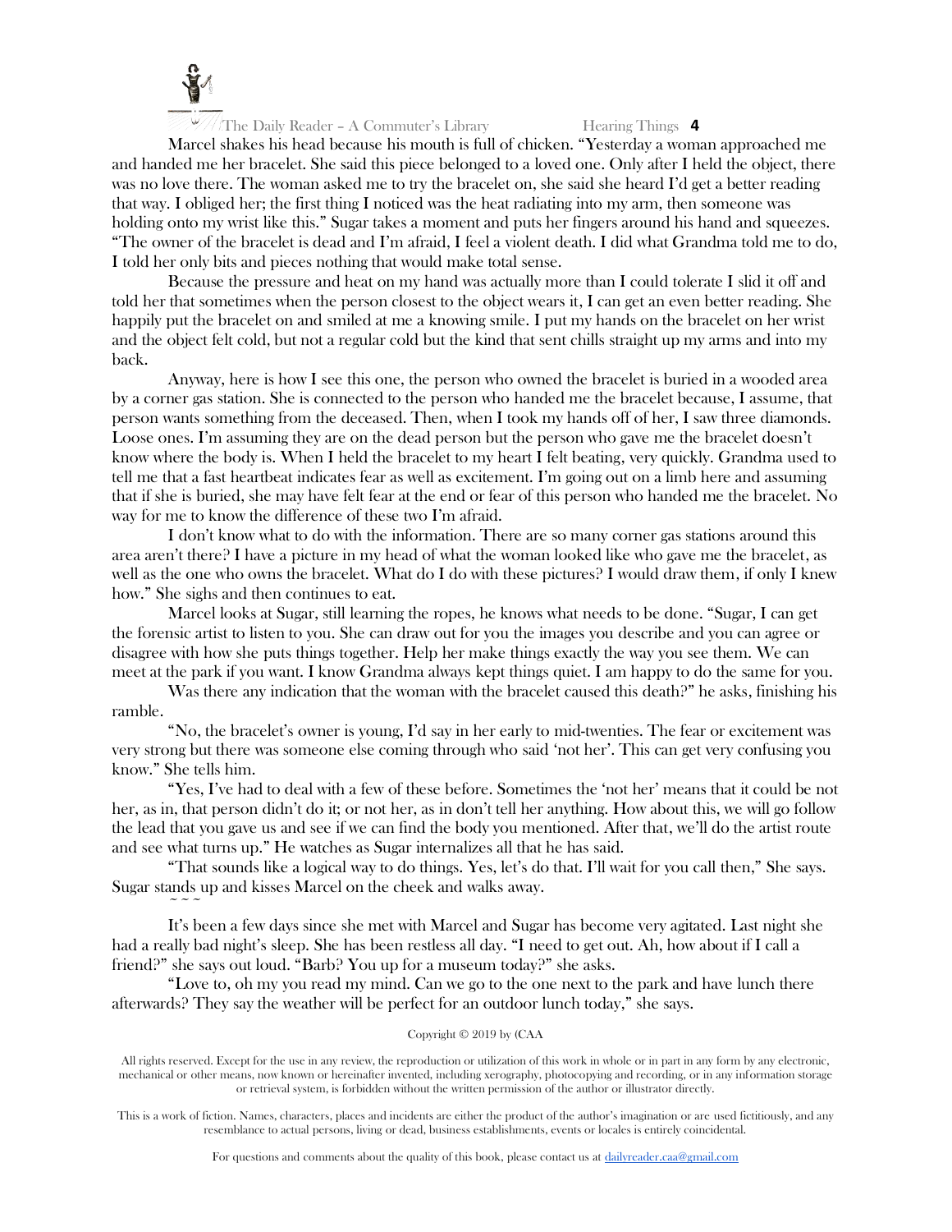Marcel shakes his head because his mouth is full of chicken. "Yesterday a woman approached me and handed me her bracelet. She said this piece belonged to a loved one. Only after I held the object, there was no love there. The woman asked me to try the bracelet on, she said she heard I'd get a better reading that way. I obliged her; the first thing I noticed was the heat radiating into my arm, then someone was holding onto my wrist like this." Sugar takes a moment and puts her fingers around his hand and squeezes. "The owner of the bracelet is dead and I'm afraid, I feel a violent death. I did what Grandma told me to do, I told her only bits and pieces nothing that would make total sense.

Because the pressure and heat on my hand was actually more than I could tolerate I slid it off and told her that sometimes when the person closest to the object wears it, I can get an even better reading. She happily put the bracelet on and smiled at me a knowing smile. I put my hands on the bracelet on her wrist and the object felt cold, but not a regular cold but the kind that sent chills straight up my arms and into my back.

Anyway, here is how I see this one, the person who owned the bracelet is buried in a wooded area by a corner gas station. She is connected to the person who handed me the bracelet because, I assume, that person wants something from the deceased. Then, when I took my hands off of her, I saw three diamonds. Loose ones. I'm assuming they are on the dead person but the person who gave me the bracelet doesn't know where the body is. When I held the bracelet to my heart I felt beating, very quickly. Grandma used to tell me that a fast heartbeat indicates fear as well as excitement. I'm going out on a limb here and assuming that if she is buried, she may have felt fear at the end or fear of this person who handed me the bracelet. No way for me to know the difference of these two I'm afraid.

I don't know what to do with the information. There are so many corner gas stations around this area aren't there? I have a picture in my head of what the woman looked like who gave me the bracelet, as well as the one who owns the bracelet. What do I do with these pictures? I would draw them, if only I knew how." She sighs and then continues to eat.

Marcel looks at Sugar, still learning the ropes, he knows what needs to be done. "Sugar, I can get the forensic artist to listen to you. She can draw out for you the images you describe and you can agree or disagree with how she puts things together. Help her make things exactly the way you see them. We can meet at the park if you want. I know Grandma always kept things quiet. I am happy to do the same for you.

Was there any indication that the woman with the bracelet caused this death?" he asks, finishing his ramble.

"No, the bracelet's owner is young, I'd say in her early to mid-twenties. The fear or excitement was very strong but there was someone else coming through who said 'not her'. This can get very confusing you know." She tells him.

"Yes, I've had to deal with a few of these before. Sometimes the 'not her' means that it could be not her, as in, that person didn't do it; or not her, as in don't tell her anything. How about this, we will go follow the lead that you gave us and see if we can find the body you mentioned. After that, we'll do the artist route and see what turns up." He watches as Sugar internalizes all that he has said.

"That sounds like a logical way to do things. Yes, let's do that. I'll wait for you call then," She says. Sugar stands up and kisses Marcel on the cheek and walks away.

~ ~ ~

It's been a few days since she met with Marcel and Sugar has become very agitated. Last night she had a really bad night's sleep. She has been restless all day. "I need to get out. Ah, how about if I call a friend?" she says out loud. "Barb? You up for a museum today?" she asks.

"Love to, oh my you read my mind. Can we go to the one next to the park and have lunch there afterwards? They say the weather will be perfect for an outdoor lunch today," she says.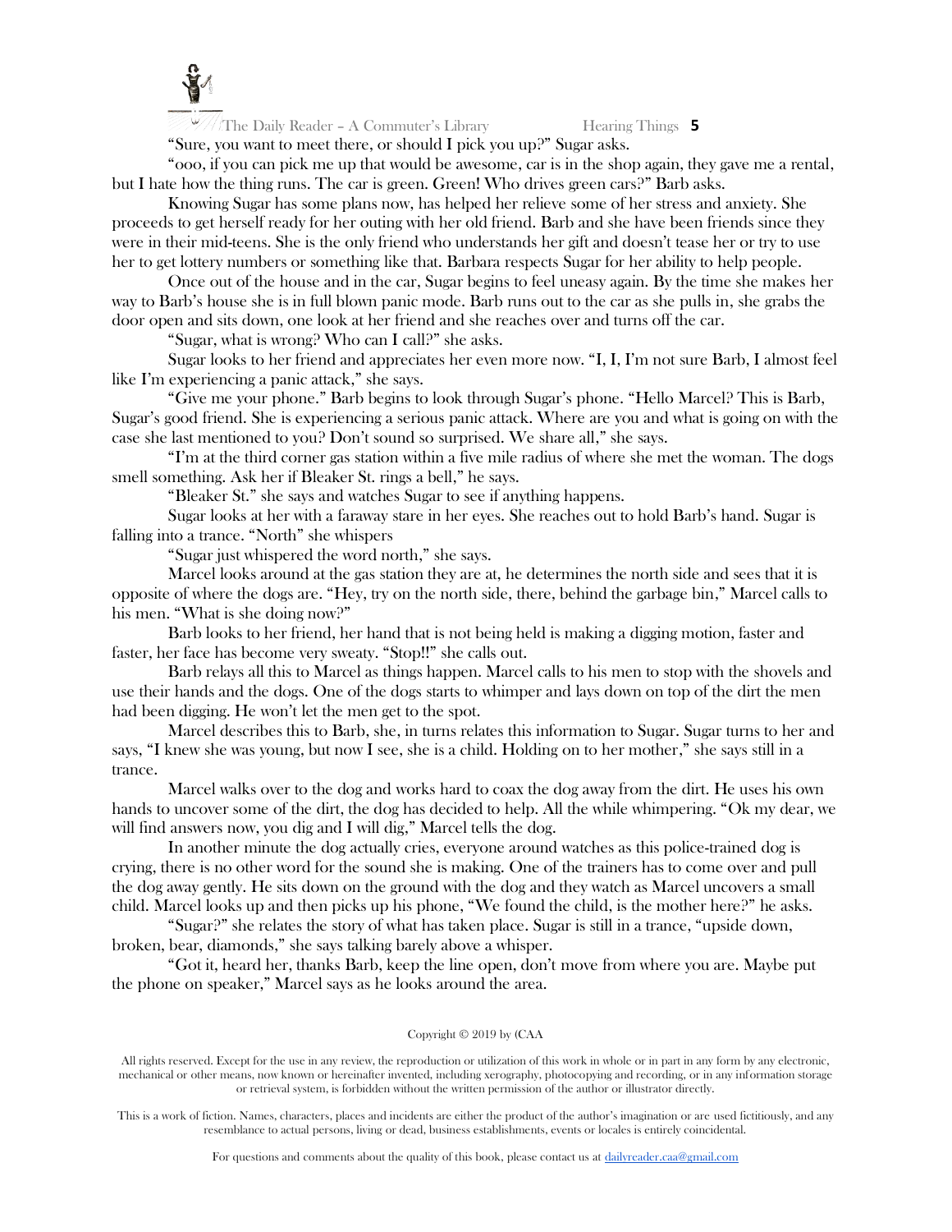"Sure, you want to meet there, or should I pick you up?" Sugar asks.

"ooo, if you can pick me up that would be awesome, car is in the shop again, they gave me a rental, but I hate how the thing runs. The car is green. Green! Who drives green cars?" Barb asks.

Knowing Sugar has some plans now, has helped her relieve some of her stress and anxiety. She proceeds to get herself ready for her outing with her old friend. Barb and she have been friends since they were in their mid-teens. She is the only friend who understands her gift and doesn't tease her or try to use her to get lottery numbers or something like that. Barbara respects Sugar for her ability to help people.

Once out of the house and in the car, Sugar begins to feel uneasy again. By the time she makes her way to Barb's house she is in full blown panic mode. Barb runs out to the car as she pulls in, she grabs the door open and sits down, one look at her friend and she reaches over and turns off the car.

"Sugar, what is wrong? Who can I call?" she asks.

Sugar looks to her friend and appreciates her even more now. "I, I, I'm not sure Barb, I almost feel like I'm experiencing a panic attack," she says.

"Give me your phone." Barb begins to look through Sugar's phone. "Hello Marcel? This is Barb, Sugar's good friend. She is experiencing a serious panic attack. Where are you and what is going on with the case she last mentioned to you? Don't sound so surprised. We share all," she says.

"I'm at the third corner gas station within a five mile radius of where she met the woman. The dogs smell something. Ask her if Bleaker St. rings a bell," he says.

"Bleaker St." she says and watches Sugar to see if anything happens.

Sugar looks at her with a faraway stare in her eyes. She reaches out to hold Barb's hand. Sugar is falling into a trance. "North" she whispers

"Sugar just whispered the word north," she says.

Marcel looks around at the gas station they are at, he determines the north side and sees that it is opposite of where the dogs are. "Hey, try on the north side, there, behind the garbage bin," Marcel calls to his men. "What is she doing now?"

Barb looks to her friend, her hand that is not being held is making a digging motion, faster and faster, her face has become very sweaty. "Stop!!" she calls out.

Barb relays all this to Marcel as things happen. Marcel calls to his men to stop with the shovels and use their hands and the dogs. One of the dogs starts to whimper and lays down on top of the dirt the men had been digging. He won't let the men get to the spot.

Marcel describes this to Barb, she, in turns relates this information to Sugar. Sugar turns to her and says, "I knew she was young, but now I see, she is a child. Holding on to her mother," she says still in a trance.

Marcel walks over to the dog and works hard to coax the dog away from the dirt. He uses his own hands to uncover some of the dirt, the dog has decided to help. All the while whimpering. "Ok my dear, we will find answers now, you dig and I will dig," Marcel tells the dog.

In another minute the dog actually cries, everyone around watches as this police-trained dog is crying, there is no other word for the sound she is making. One of the trainers has to come over and pull the dog away gently. He sits down on the ground with the dog and they watch as Marcel uncovers a small child. Marcel looks up and then picks up his phone, "We found the child, is the mother here?" he asks.

"Sugar?" she relates the story of what has taken place. Sugar is still in a trance, "upside down, broken, bear, diamonds," she says talking barely above a whisper.

"Got it, heard her, thanks Barb, keep the line open, don't move from where you are. Maybe put the phone on speaker," Marcel says as he looks around the area.

Copyright © 2019 by (CAA

All rights reserved. Except for the use in any review, the reproduction or utilization of this work in whole or in part in any form by any electronic, mechanical or other means, now known or hereinafter invented, including xerography, photocopying and recording, or in any information storage or retrieval system, is forbidden without the written permission of the author or illustrator directly.

This is a work of fiction. Names, characters, places and incidents are either the product of the author's imagination or are used fictitiously, and any resemblance to actual persons, living or dead, business establishments, events or locales is entirely coincidental.

For questions and comments about the quality of this book, please contact us at dailyreader.caa@gmail.com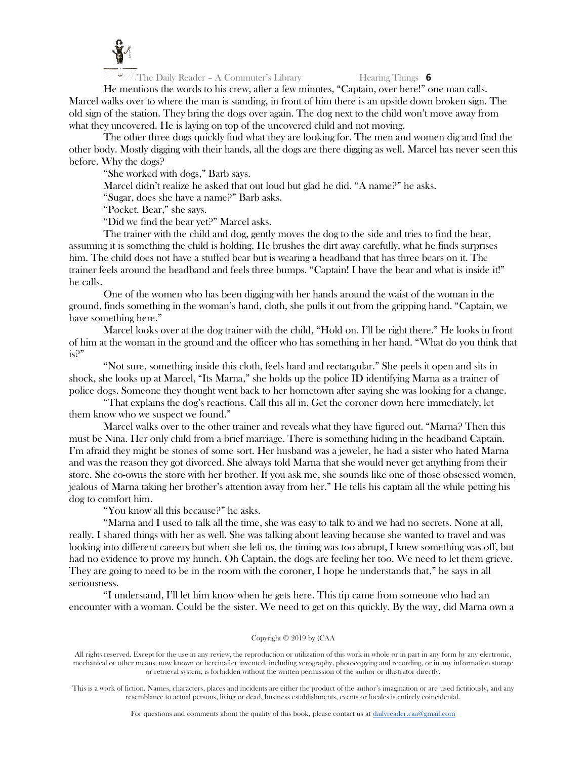He mentions the words to his crew, after a few minutes, "Captain, over here!" one man calls. Marcel walks over to where the man is standing, in front of him there is an upside down broken sign. The old sign of the station. They bring the dogs over again. The dog next to the child won't move away from what they uncovered. He is laying on top of the uncovered child and not moving.

The other three dogs quickly find what they are looking for. The men and women dig and find the other body. Mostly digging with their hands, all the dogs are there digging as well. Marcel has never seen this before. Why the dogs?

"She worked with dogs," Barb says.

Marcel didn't realize he asked that out loud but glad he did. "A name?" he asks.

"Sugar, does she have a name?" Barb asks.

"Pocket. Bear," she says.

"Did we find the bear yet?" Marcel asks.

The trainer with the child and dog, gently moves the dog to the side and tries to find the bear, assuming it is something the child is holding. He brushes the dirt away carefully, what he finds surprises him. The child does not have a stuffed bear but is wearing a headband that has three bears on it. The trainer feels around the headband and feels three bumps. "Captain! I have the bear and what is inside it!" he calls.

One of the women who has been digging with her hands around the waist of the woman in the ground, finds something in the woman's hand, cloth, she pulls it out from the gripping hand. "Captain, we have something here."

Marcel looks over at the dog trainer with the child, "Hold on. I'll be right there." He looks in front of him at the woman in the ground and the officer who has something in her hand. "What do you think that is?"

"Not sure, something inside this cloth, feels hard and rectangular." She peels it open and sits in shock, she looks up at Marcel, "Its Marna," she holds up the police ID identifying Marna as a trainer of police dogs. Someone they thought went back to her hometown after saying she was looking for a change.

"That explains the dog's reactions. Call this all in. Get the coroner down here immediately, let them know who we suspect we found."

Marcel walks over to the other trainer and reveals what they have figured out. "Marna? Then this must be Nina. Her only child from a brief marriage. There is something hiding in the headband Captain. I'm afraid they might be stones of some sort. Her husband was a jeweler, he had a sister who hated Marna and was the reason they got divorced. She always told Marna that she would never get anything from their store. She co-owns the store with her brother. If you ask me, she sounds like one of those obsessed women, jealous of Marna taking her brother's attention away from her." He tells his captain all the while petting his dog to comfort him.

"You know all this because?" he asks.

"Marna and I used to talk all the time, she was easy to talk to and we had no secrets. None at all, really. I shared things with her as well. She was talking about leaving because she wanted to travel and was looking into different careers but when she left us, the timing was too abrupt, I knew something was off, but had no evidence to prove my hunch. Oh Captain, the dogs are feeling her too. We need to let them grieve. They are going to need to be in the room with the coroner, I hope he understands that," he says in all seriousness.

"I understand, I'll let him know when he gets here. This tip came from someone who had an encounter with a woman. Could be the sister. We need to get on this quickly. By the way, did Marna own a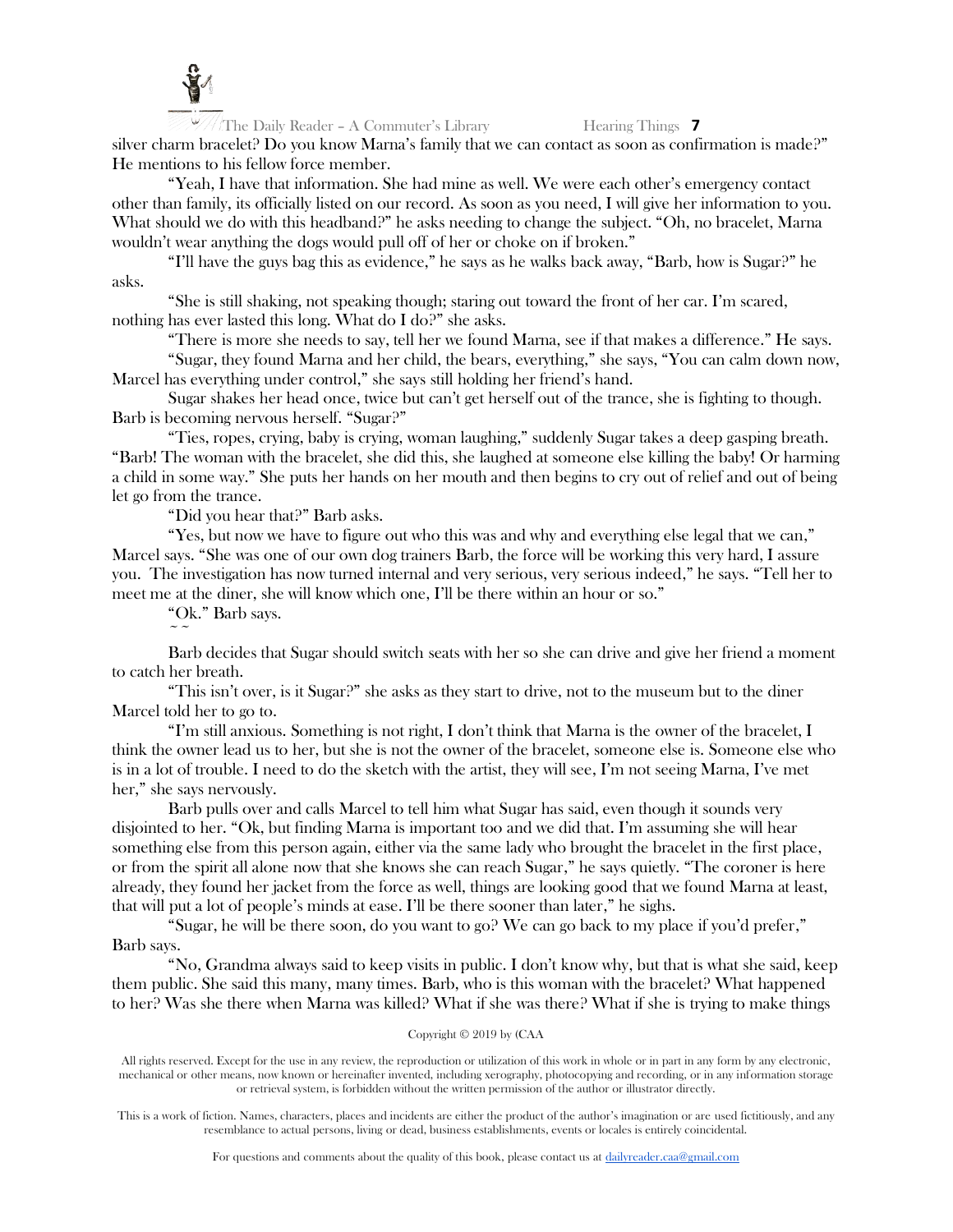silver charm bracelet? Do you know Marna's family that we can contact as soon as confirmation is made?" He mentions to his fellow force member.

"Yeah, I have that information. She had mine as well. We were each other's emergency contact other than family, its officially listed on our record. As soon as you need, I will give her information to you. What should we do with this headband?" he asks needing to change the subject. "Oh, no bracelet, Marna wouldn't wear anything the dogs would pull off of her or choke on if broken."

"I'll have the guys bag this as evidence," he says as he walks back away, "Barb, how is Sugar?" he asks.

"She is still shaking, not speaking though; staring out toward the front of her car. I'm scared, nothing has ever lasted this long. What do I do?" she asks.

"There is more she needs to say, tell her we found Marna, see if that makes a difference." He says.

"Sugar, they found Marna and her child, the bears, everything," she says, "You can calm down now, Marcel has everything under control," she says still holding her friend's hand.

Sugar shakes her head once, twice but can't get herself out of the trance, she is fighting to though. Barb is becoming nervous herself. "Sugar?"

"Ties, ropes, crying, baby is crying, woman laughing," suddenly Sugar takes a deep gasping breath. "Barb! The woman with the bracelet, she did this, she laughed at someone else killing the baby! Or harming a child in some way." She puts her hands on her mouth and then begins to cry out of relief and out of being let go from the trance.

"Did you hear that?" Barb asks.

"Yes, but now we have to figure out who this was and why and everything else legal that we can," Marcel says. "She was one of our own dog trainers Barb, the force will be working this very hard, I assure you. The investigation has now turned internal and very serious, very serious indeed," he says. "Tell her to meet me at the diner, she will know which one, I'll be there within an hour or so."

"Ok." Barb says.

~ ~

Barb decides that Sugar should switch seats with her so she can drive and give her friend a moment to catch her breath.

"This isn't over, is it Sugar?" she asks as they start to drive, not to the museum but to the diner Marcel told her to go to.

"I'm still anxious. Something is not right, I don't think that Marna is the owner of the bracelet, I think the owner lead us to her, but she is not the owner of the bracelet, someone else is. Someone else who is in a lot of trouble. I need to do the sketch with the artist, they will see, I'm not seeing Marna, I've met her," she says nervously.

Barb pulls over and calls Marcel to tell him what Sugar has said, even though it sounds very disjointed to her. "Ok, but finding Marna is important too and we did that. I'm assuming she will hear something else from this person again, either via the same lady who brought the bracelet in the first place, or from the spirit all alone now that she knows she can reach Sugar," he says quietly. "The coroner is here already, they found her jacket from the force as well, things are looking good that we found Marna at least, that will put a lot of people's minds at ease. I'll be there sooner than later," he sighs.

"Sugar, he will be there soon, do you want to go? We can go back to my place if you'd prefer," Barb says.

"No, Grandma always said to keep visits in public. I don't know why, but that is what she said, keep them public. She said this many, many times. Barb, who is this woman with the bracelet? What happened to her? Was she there when Marna was killed? What if she was there? What if she is trying to make things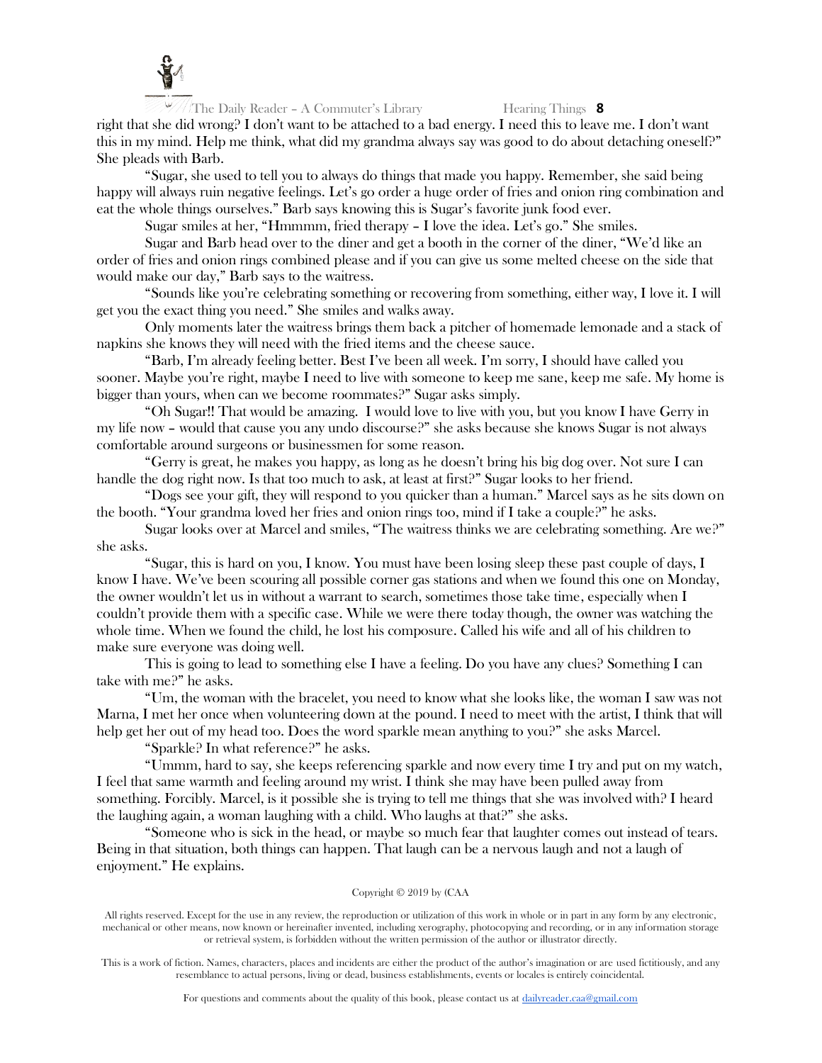right that she did wrong? I don't want to be attached to a bad energy. I need this to leave me. I don't want this in my mind. Help me think, what did my grandma always say was good to do about detaching oneself?" She pleads with Barb.

"Sugar, she used to tell you to always do things that made you happy. Remember, she said being happy will always ruin negative feelings. Let's go order a huge order of fries and onion ring combination and eat the whole things ourselves." Barb says knowing this is Sugar's favorite junk food ever.

Sugar smiles at her, "Hmmmm, fried therapy – I love the idea. Let's go." She smiles.

Sugar and Barb head over to the diner and get a booth in the corner of the diner, "We'd like an order of fries and onion rings combined please and if you can give us some melted cheese on the side that would make our day," Barb says to the waitress.

"Sounds like you're celebrating something or recovering from something, either way, I love it. I will get you the exact thing you need." She smiles and walks away.

Only moments later the waitress brings them back a pitcher of homemade lemonade and a stack of napkins she knows they will need with the fried items and the cheese sauce.

"Barb, I'm already feeling better. Best I've been all week. I'm sorry, I should have called you sooner. Maybe you're right, maybe I need to live with someone to keep me sane, keep me safe. My home is bigger than yours, when can we become roommates?" Sugar asks simply.

"Oh Sugar!! That would be amazing. I would love to live with you, but you know I have Gerry in my life now – would that cause you any undo discourse?" she asks because she knows Sugar is not always comfortable around surgeons or businessmen for some reason.

"Gerry is great, he makes you happy, as long as he doesn't bring his big dog over. Not sure I can handle the dog right now. Is that too much to ask, at least at first?" Sugar looks to her friend.

"Dogs see your gift, they will respond to you quicker than a human." Marcel says as he sits down on the booth. "Your grandma loved her fries and onion rings too, mind if I take a couple?" he asks.

Sugar looks over at Marcel and smiles, "The waitress thinks we are celebrating something. Are we?" she asks.

"Sugar, this is hard on you, I know. You must have been losing sleep these past couple of days, I know I have. We've been scouring all possible corner gas stations and when we found this one on Monday, the owner wouldn't let us in without a warrant to search, sometimes those take time, especially when I couldn't provide them with a specific case. While we were there today though, the owner was watching the whole time. When we found the child, he lost his composure. Called his wife and all of his children to make sure everyone was doing well.

This is going to lead to something else I have a feeling. Do you have any clues? Something I can take with me?" he asks.

"Um, the woman with the bracelet, you need to know what she looks like, the woman I saw was not Marna, I met her once when volunteering down at the pound. I need to meet with the artist, I think that will help get her out of my head too. Does the word sparkle mean anything to you?" she asks Marcel.

"Sparkle? In what reference?" he asks.

"Ummm, hard to say, she keeps referencing sparkle and now every time I try and put on my watch, I feel that same warmth and feeling around my wrist. I think she may have been pulled away from something. Forcibly. Marcel, is it possible she is trying to tell me things that she was involved with? I heard the laughing again, a woman laughing with a child. Who laughs at that?" she asks.

"Someone who is sick in the head, or maybe so much fear that laughter comes out instead of tears. Being in that situation, both things can happen. That laugh can be a nervous laugh and not a laugh of enjoyment." He explains.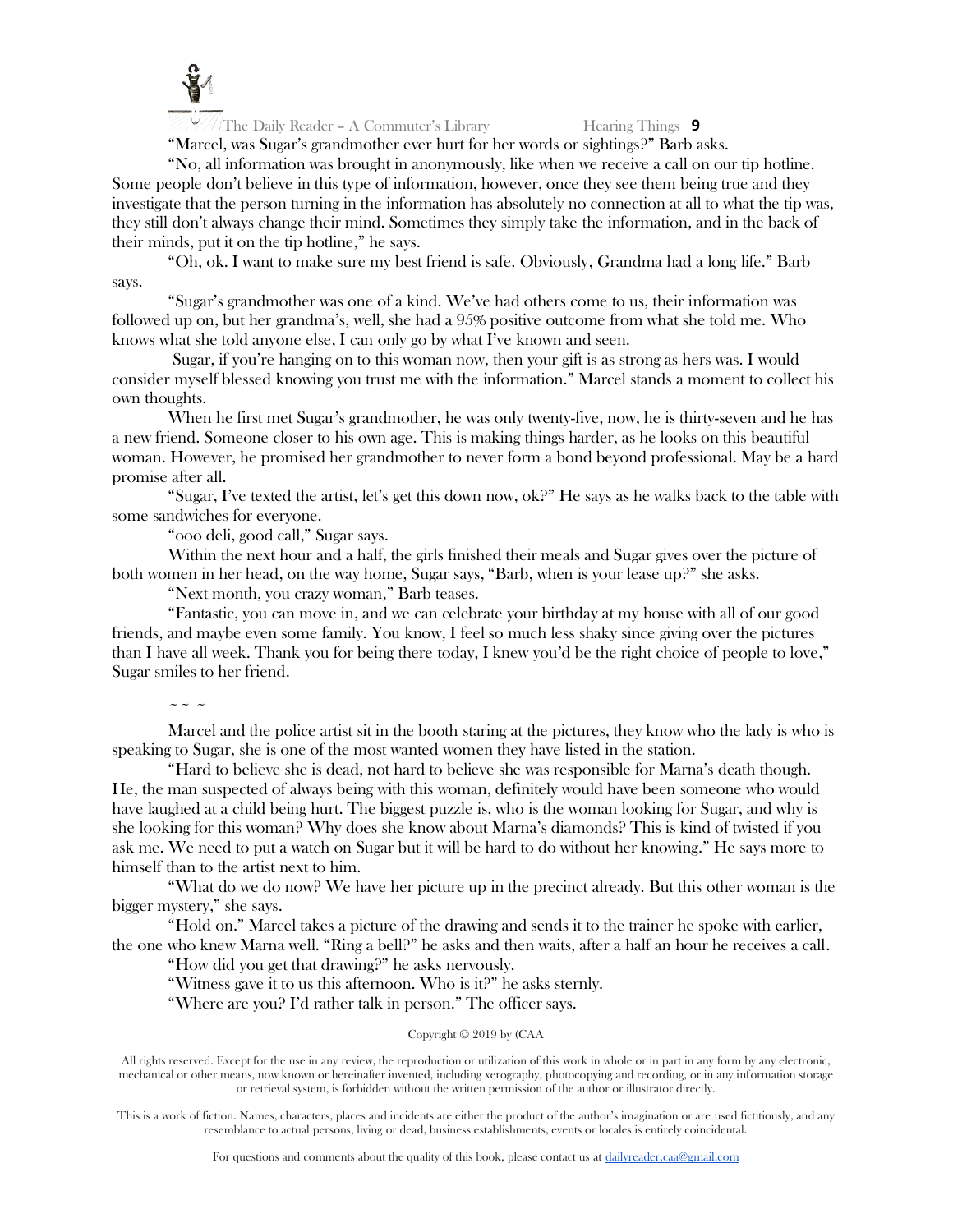"Marcel, was Sugar's grandmother ever hurt for her words or sightings?" Barb asks.

"No, all information was brought in anonymously, like when we receive a call on our tip hotline. Some people don't believe in this type of information, however, once they see them being true and they investigate that the person turning in the information has absolutely no connection at all to what the tip was, they still don't always change their mind. Sometimes they simply take the information, and in the back of their minds, put it on the tip hotline," he says.

"Oh, ok. I want to make sure my best friend is safe. Obviously, Grandma had a long life." Barb says.

"Sugar's grandmother was one of a kind. We've had others come to us, their information was followed up on, but her grandma's, well, she had a 95% positive outcome from what she told me. Who knows what she told anyone else, I can only go by what I've known and seen.

Sugar, if you're hanging on to this woman now, then your gift is as strong as hers was. I would consider myself blessed knowing you trust me with the information." Marcel stands a moment to collect his own thoughts.

When he first met Sugar's grandmother, he was only twenty-five, now, he is thirty-seven and he has a new friend. Someone closer to his own age. This is making things harder, as he looks on this beautiful woman. However, he promised her grandmother to never form a bond beyond professional. May be a hard promise after all.

"Sugar, I've texted the artist, let's get this down now, ok?" He says as he walks back to the table with some sandwiches for everyone.

"ooo deli, good call," Sugar says.

Within the next hour and a half, the girls finished their meals and Sugar gives over the picture of both women in her head, on the way home, Sugar says, "Barb, when is your lease up?" she asks.

"Next month, you crazy woman," Barb teases.

"Fantastic, you can move in, and we can celebrate your birthday at my house with all of our good friends, and maybe even some family. You know, I feel so much less shaky since giving over the pictures than I have all week. Thank you for being there today, I knew you'd be the right choice of people to love," Sugar smiles to her friend.

~ ~ ~

Marcel and the police artist sit in the booth staring at the pictures, they know who the lady is who is speaking to Sugar, she is one of the most wanted women they have listed in the station.

"Hard to believe she is dead, not hard to believe she was responsible for Marna's death though. He, the man suspected of always being with this woman, definitely would have been someone who would have laughed at a child being hurt. The biggest puzzle is, who is the woman looking for Sugar, and why is she looking for this woman? Why does she know about Marna's diamonds? This is kind of twisted if you ask me. We need to put a watch on Sugar but it will be hard to do without her knowing." He says more to himself than to the artist next to him.

"What do we do now? We have her picture up in the precinct already. But this other woman is the bigger mystery," she says.

"Hold on." Marcel takes a picture of the drawing and sends it to the trainer he spoke with earlier, the one who knew Marna well. "Ring a bell?" he asks and then waits, after a half an hour he receives a call.

"How did you get that drawing?" he asks nervously.

"Witness gave it to us this afternoon. Who is it?" he asks sternly.

"Where are you? I'd rather talk in person." The officer says.

Copyright © 2019 by (CAA

All rights reserved. Except for the use in any review, the reproduction or utilization of this work in whole or in part in any form by any electronic, mechanical or other means, now known or hereinafter invented, including xerography, photocopying and recording, or in any information storage or retrieval system, is forbidden without the written permission of the author or illustrator directly.

This is a work of fiction. Names, characters, places and incidents are either the product of the author's imagination or are used fictitiously, and any resemblance to actual persons, living or dead, business establishments, events or locales is entirely coincidental.

For questions and comments about the quality of this book, please contact us at dailyreader.caa@gmail.com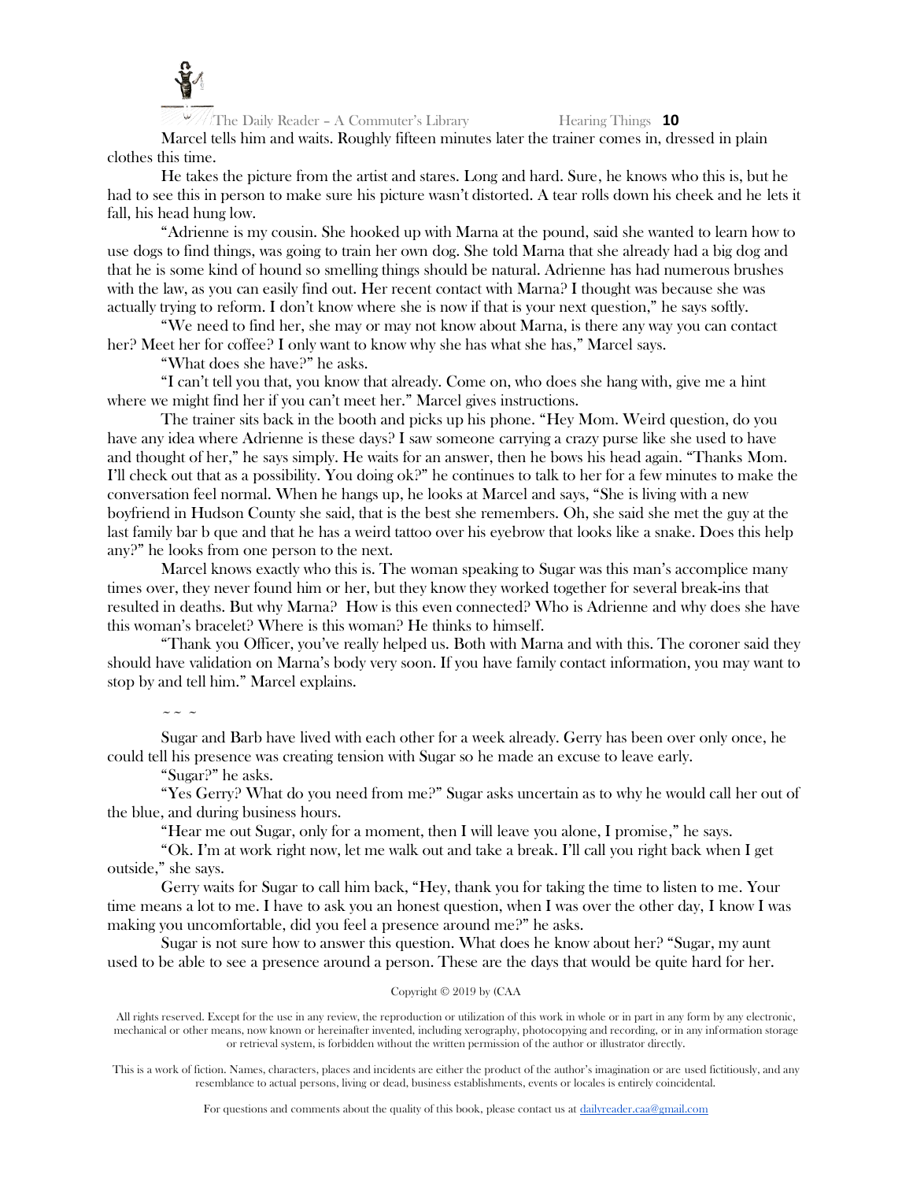Marcel tells him and waits. Roughly fifteen minutes later the trainer comes in, dressed in plain clothes this time.

He takes the picture from the artist and stares. Long and hard. Sure, he knows who this is, but he had to see this in person to make sure his picture wasn't distorted. A tear rolls down his cheek and he lets it fall, his head hung low.

"Adrienne is my cousin. She hooked up with Marna at the pound, said she wanted to learn how to use dogs to find things, was going to train her own dog. She told Marna that she already had a big dog and that he is some kind of hound so smelling things should be natural. Adrienne has had numerous brushes with the law, as you can easily find out. Her recent contact with Marna? I thought was because she was actually trying to reform. I don't know where she is now if that is your next question," he says softly.

"We need to find her, she may or may not know about Marna, is there any way you can contact her? Meet her for coffee? I only want to know why she has what she has," Marcel says.

"What does she have?" he asks.

"I can't tell you that, you know that already. Come on, who does she hang with, give me a hint where we might find her if you can't meet her." Marcel gives instructions.

The trainer sits back in the booth and picks up his phone. "Hey Mom. Weird question, do you have any idea where Adrienne is these days? I saw someone carrying a crazy purse like she used to have and thought of her," he says simply. He waits for an answer, then he bows his head again. "Thanks Mom. I'll check out that as a possibility. You doing ok?" he continues to talk to her for a few minutes to make the conversation feel normal. When he hangs up, he looks at Marcel and says, "She is living with a new boyfriend in Hudson County she said, that is the best she remembers. Oh, she said she met the guy at the last family bar b que and that he has a weird tattoo over his eyebrow that looks like a snake. Does this help any?" he looks from one person to the next.

Marcel knows exactly who this is. The woman speaking to Sugar was this man's accomplice many times over, they never found him or her, but they know they worked together for several break-ins that resulted in deaths. But why Marna? How is this even connected? Who is Adrienne and why does she have this woman's bracelet? Where is this woman? He thinks to himself.

"Thank you Officer, you've really helped us. Both with Marna and with this. The coroner said they should have validation on Marna's body very soon. If you have family contact information, you may want to stop by and tell him." Marcel explains.

~ ~ ~

Sugar and Barb have lived with each other for a week already. Gerry has been over only once, he could tell his presence was creating tension with Sugar so he made an excuse to leave early.

"Sugar?" he asks.

"Yes Gerry? What do you need from me?" Sugar asks uncertain as to why he would call her out of the blue, and during business hours.

"Hear me out Sugar, only for a moment, then I will leave you alone, I promise," he says.

"Ok. I'm at work right now, let me walk out and take a break. I'll call you right back when I get outside," she says.

Gerry waits for Sugar to call him back, "Hey, thank you for taking the time to listen to me. Your time means a lot to me. I have to ask you an honest question, when I was over the other day, I know I was making you uncomfortable, did you feel a presence around me?" he asks.

Sugar is not sure how to answer this question. What does he know about her? "Sugar, my aunt used to be able to see a presence around a person. These are the days that would be quite hard for her.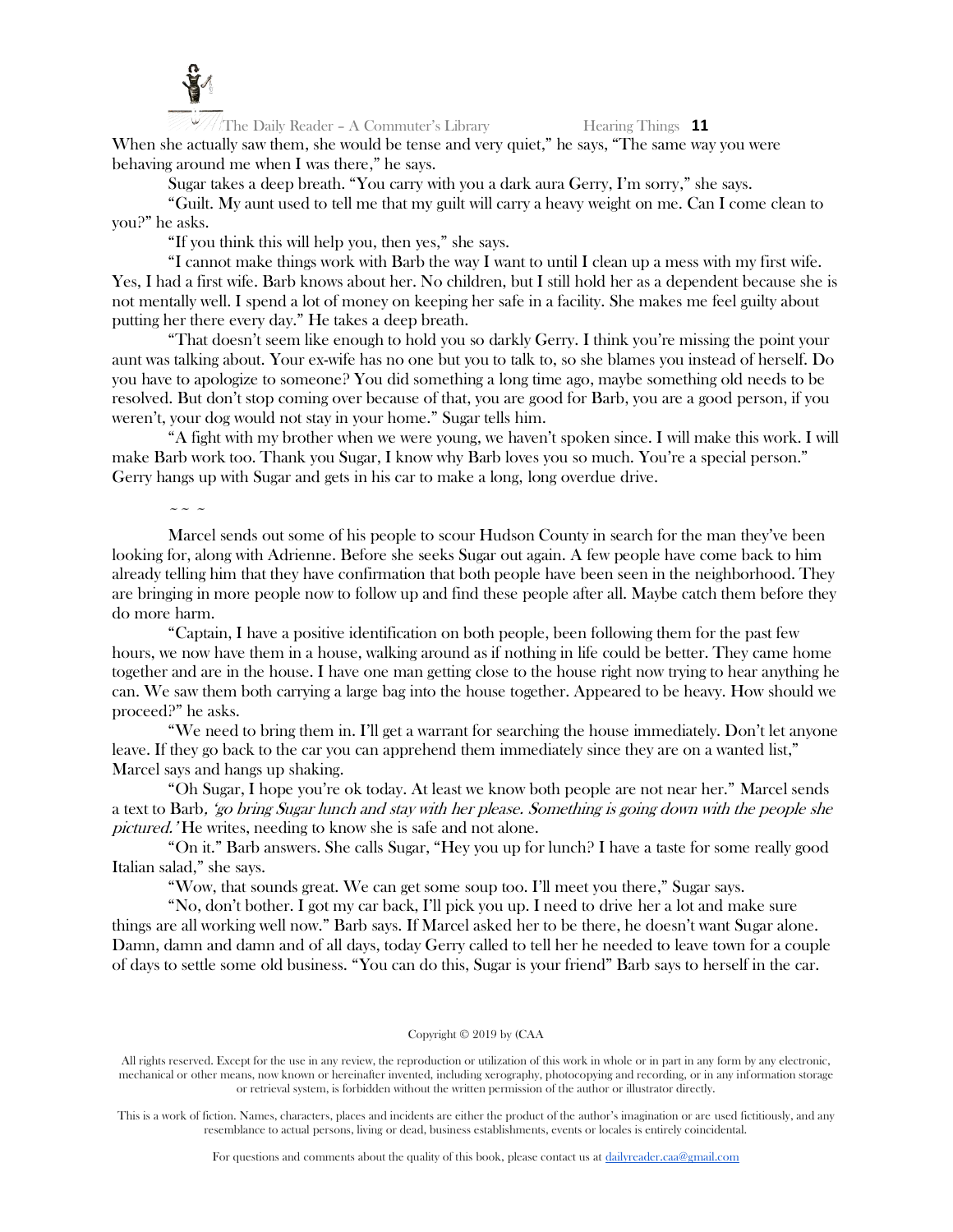When she actually saw them, she would be tense and very quiet," he says, "The same way you were behaving around me when I was there," he says.

Sugar takes a deep breath. "You carry with you a dark aura Gerry, I'm sorry," she says.

"Guilt. My aunt used to tell me that my guilt will carry a heavy weight on me. Can I come clean to you?" he asks.

"If you think this will help you, then yes," she says.

"I cannot make things work with Barb the way I want to until I clean up a mess with my first wife. Yes, I had a first wife. Barb knows about her. No children, but I still hold her as a dependent because she is not mentally well. I spend a lot of money on keeping her safe in a facility. She makes me feel guilty about putting her there every day." He takes a deep breath.

"That doesn't seem like enough to hold you so darkly Gerry. I think you're missing the point your aunt was talking about. Your ex-wife has no one but you to talk to, so she blames you instead of herself. Do you have to apologize to someone? You did something a long time ago, maybe something old needs to be resolved. But don't stop coming over because of that, you are good for Barb, you are a good person, if you weren't, your dog would not stay in your home." Sugar tells him.

"A fight with my brother when we were young, we haven't spoken since. I will make this work. I will make Barb work too. Thank you Sugar, I know why Barb loves you so much. You're a special person." Gerry hangs up with Sugar and gets in his car to make a long, long overdue drive.

~ ~ ~

Marcel sends out some of his people to scour Hudson County in search for the man they've been looking for, along with Adrienne. Before she seeks Sugar out again. A few people have come back to him already telling him that they have confirmation that both people have been seen in the neighborhood. They are bringing in more people now to follow up and find these people after all. Maybe catch them before they do more harm.

"Captain, I have a positive identification on both people, been following them for the past few hours, we now have them in a house, walking around as if nothing in life could be better. They came home together and are in the house. I have one man getting close to the house right now trying to hear anything he can. We saw them both carrying a large bag into the house together. Appeared to be heavy. How should we proceed?" he asks.

"We need to bring them in. I'll get a warrant for searching the house immediately. Don't let anyone leave. If they go back to the car you can apprehend them immediately since they are on a wanted list," Marcel says and hangs up shaking.

"Oh Sugar, I hope you're ok today. At least we know both people are not near her." Marcel sends a text to Barb*, 'go bring Sugar lunch and stay with her please. Something is going down with the people she pictured.'* He writes, needing to know she is safe and not alone.

"On it." Barb answers. She calls Sugar, "Hey you up for lunch? I have a taste for some really good Italian salad," she says.

"Wow, that sounds great. We can get some soup too. I'll meet you there," Sugar says.

"No, don't bother. I got my car back, I'll pick you up. I need to drive her a lot and make sure things are all working well now." Barb says. If Marcel asked her to be there, he doesn't want Sugar alone. Damn, damn and damn and of all days, today Gerry called to tell her he needed to leave town for a couple of days to settle some old business. "You can do this, Sugar is your friend" Barb says to herself in the car.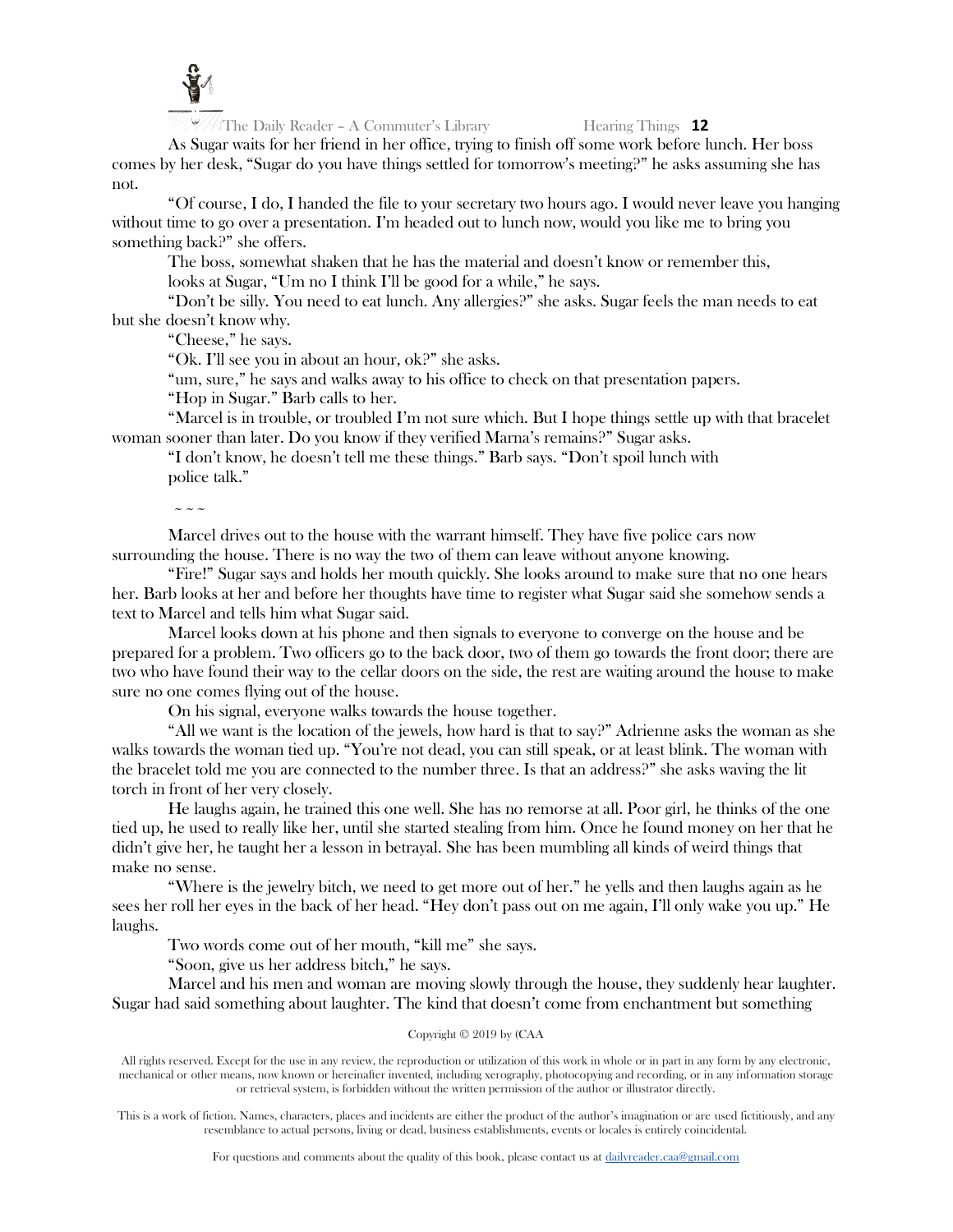As Sugar waits for her friend in her office, trying to finish off some work before lunch. Her boss comes by her desk, "Sugar do you have things settled for tomorrow's meeting?" he asks assuming she has not.

"Of course, I do, I handed the file to your secretary two hours ago. I would never leave you hanging without time to go over a presentation. I'm headed out to lunch now, would you like me to bring you something back?" she offers.

The boss, somewhat shaken that he has the material and doesn't know or remember this, looks at Sugar, "Um no I think I'll be good for a while," he says.

"Don't be silly. You need to eat lunch. Any allergies?" she asks. Sugar feels the man needs to eat but she doesn't know why.

"Cheese," he says.

"Ok. I'll see you in about an hour, ok?" she asks.

"um, sure," he says and walks away to his office to check on that presentation papers.

"Hop in Sugar." Barb calls to her.

"Marcel is in trouble, or troubled I'm not sure which. But I hope things settle up with that bracelet woman sooner than later. Do you know if they verified Marna's remains?" Sugar asks.

"I don't know, he doesn't tell me these things." Barb says. "Don't spoil lunch with police talk."

~ ~ ~

Marcel drives out to the house with the warrant himself. They have five police cars now surrounding the house. There is no way the two of them can leave without anyone knowing.

"Fire!" Sugar says and holds her mouth quickly. She looks around to make sure that no one hears her. Barb looks at her and before her thoughts have time to register what Sugar said she somehow sends a text to Marcel and tells him what Sugar said.

Marcel looks down at his phone and then signals to everyone to converge on the house and be prepared for a problem. Two officers go to the back door, two of them go towards the front door; there are two who have found their way to the cellar doors on the side, the rest are waiting around the house to make sure no one comes flying out of the house.

On his signal, everyone walks towards the house together.

"All we want is the location of the jewels, how hard is that to say?" Adrienne asks the woman as she walks towards the woman tied up. "You're not dead, you can still speak, or at least blink. The woman with the bracelet told me you are connected to the number three. Is that an address?" she asks waving the lit torch in front of her very closely.

He laughs again, he trained this one well. She has no remorse at all. Poor girl, he thinks of the one tied up, he used to really like her, until she started stealing from him. Once he found money on her that he didn't give her, he taught her a lesson in betrayal. She has been mumbling all kinds of weird things that make no sense.

"Where is the jewelry bitch, we need to get more out of her." he yells and then laughs again as he sees her roll her eyes in the back of her head. "Hey don't pass out on me again, I'll only wake you up." He laughs.

Two words come out of her mouth, "kill me" she says.

"Soon, give us her address bitch," he says.

Marcel and his men and woman are moving slowly through the house, they suddenly hear laughter. Sugar had said something about laughter. The kind that doesn't come from enchantment but something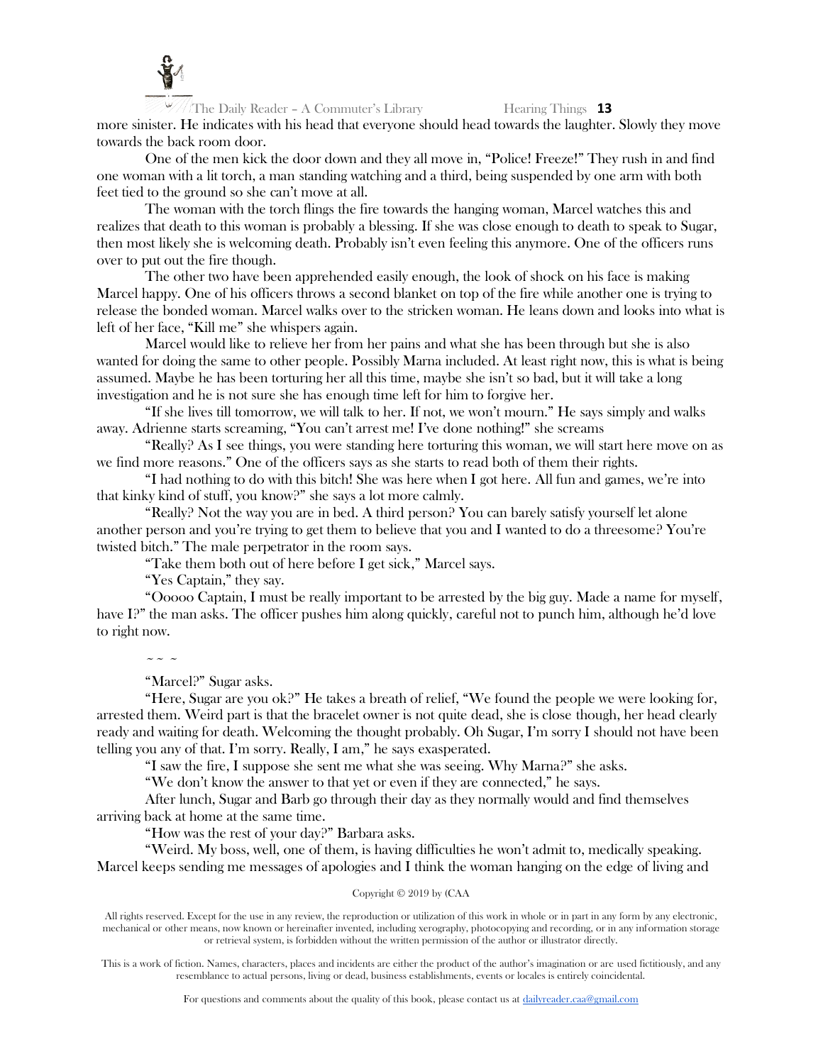more sinister. He indicates with his head that everyone should head towards the laughter. Slowly they move towards the back room door.

One of the men kick the door down and they all move in, "Police! Freeze!" They rush in and find one woman with a lit torch, a man standing watching and a third, being suspended by one arm with both feet tied to the ground so she can't move at all.

The woman with the torch flings the fire towards the hanging woman, Marcel watches this and realizes that death to this woman is probably a blessing. If she was close enough to death to speak to Sugar, then most likely she is welcoming death. Probably isn't even feeling this anymore. One of the officers runs over to put out the fire though.

The other two have been apprehended easily enough, the look of shock on his face is making Marcel happy. One of his officers throws a second blanket on top of the fire while another one is trying to release the bonded woman. Marcel walks over to the stricken woman. He leans down and looks into what is left of her face, "Kill me" she whispers again.

Marcel would like to relieve her from her pains and what she has been through but she is also wanted for doing the same to other people. Possibly Marna included. At least right now, this is what is being assumed. Maybe he has been torturing her all this time, maybe she isn't so bad, but it will take a long investigation and he is not sure she has enough time left for him to forgive her.

"If she lives till tomorrow, we will talk to her. If not, we won't mourn." He says simply and walks away. Adrienne starts screaming, "You can't arrest me! I've done nothing!" she screams

"Really? As I see things, you were standing here torturing this woman, we will start here move on as we find more reasons." One of the officers says as she starts to read both of them their rights.

"I had nothing to do with this bitch! She was here when I got here. All fun and games, we're into that kinky kind of stuff, you know?" she says a lot more calmly.

"Really? Not the way you are in bed. A third person? You can barely satisfy yourself let alone another person and you're trying to get them to believe that you and I wanted to do a threesome? You're twisted bitch." The male perpetrator in the room says.

"Take them both out of here before I get sick," Marcel says.

"Yes Captain," they say.

"Ooooo Captain, I must be really important to be arrested by the big guy. Made a name for myself, have I?" the man asks. The officer pushes him along quickly, careful not to punch him, although he'd love to right now.

~ ~ ~

"Marcel?" Sugar asks.

"Here, Sugar are you ok?" He takes a breath of relief, "We found the people we were looking for, arrested them. Weird part is that the bracelet owner is not quite dead, she is close though, her head clearly ready and waiting for death. Welcoming the thought probably. Oh Sugar, I'm sorry I should not have been telling you any of that. I'm sorry. Really, I am," he says exasperated.

"I saw the fire, I suppose she sent me what she was seeing. Why Marna?" she asks.

"We don't know the answer to that yet or even if they are connected," he says.

After lunch, Sugar and Barb go through their day as they normally would and find themselves arriving back at home at the same time.

"How was the rest of your day?" Barbara asks.

"Weird. My boss, well, one of them, is having difficulties he won't admit to, medically speaking. Marcel keeps sending me messages of apologies and I think the woman hanging on the edge of living and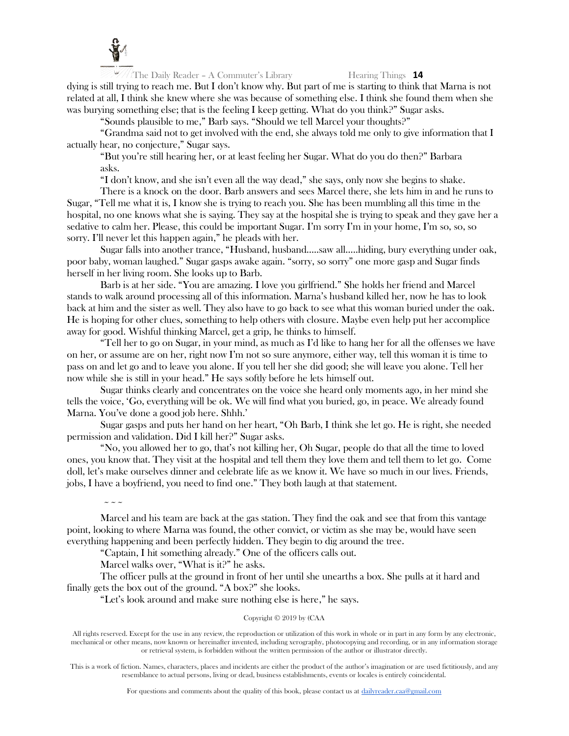dying is still trying to reach me. But I don't know why. But part of me is starting to think that Marna is not related at all, I think she knew where she was because of something else. I think she found them when she was burying something else; that is the feeling I keep getting. What do you think?" Sugar asks.

"Sounds plausible to me," Barb says. "Should we tell Marcel your thoughts?"

"Grandma said not to get involved with the end, she always told me only to give information that I actually hear, no conjecture," Sugar says.

"But you're still hearing her, or at least feeling her Sugar. What do you do then?" Barbara asks.

"I don't know, and she isn't even all the way dead," she says, only now she begins to shake.

There is a knock on the door. Barb answers and sees Marcel there, she lets him in and he runs to Sugar, "Tell me what it is, I know she is trying to reach you. She has been mumbling all this time in the hospital, no one knows what she is saying. They say at the hospital she is trying to speak and they gave her a sedative to calm her. Please, this could be important Sugar. I'm sorry I'm in your home, I'm so, so, so sorry. I'll never let this happen again," he pleads with her.

Sugar falls into another trance, "Husband, husband…..saw all…..hiding, bury everything under oak, poor baby, woman laughed." Sugar gasps awake again. "sorry, so sorry" one more gasp and Sugar finds herself in her living room. She looks up to Barb.

Barb is at her side. "You are amazing. I love you girlfriend." She holds her friend and Marcel stands to walk around processing all of this information. Marna's husband killed her, now he has to look back at him and the sister as well. They also have to go back to see what this woman buried under the oak. He is hoping for other clues, something to help others with closure. Maybe even help put her accomplice away for good. Wishful thinking Marcel, get a grip, he thinks to himself.

"Tell her to go on Sugar, in your mind, as much as I'd like to hang her for all the offenses we have on her, or assume are on her, right now I'm not so sure anymore, either way, tell this woman it is time to pass on and let go and to leave you alone. If you tell her she did good; she will leave you alone. Tell her now while she is still in your head." He says softly before he lets himself out.

Sugar thinks clearly and concentrates on the voice she heard only moments ago, in her mind she tells the voice, 'Go, everything will be ok. We will find what you buried, go, in peace. We already found Marna. You've done a good job here. Shhh.'

Sugar gasps and puts her hand on her heart, "Oh Barb, I think she let go. He is right, she needed permission and validation. Did I kill her?" Sugar asks.

"No, you allowed her to go, that's not killing her, Oh Sugar, people do that all the time to loved ones, you know that. They visit at the hospital and tell them they love them and tell them to let go. Come doll, let's make ourselves dinner and celebrate life as we know it. We have so much in our lives. Friends, jobs, I have a boyfriend, you need to find one." They both laugh at that statement.

~ ~ ~

Marcel and his team are back at the gas station. They find the oak and see that from this vantage point, looking to where Marna was found, the other convict, or victim as she may be, would have seen everything happening and been perfectly hidden. They begin to dig around the tree.

"Captain, I hit something already." One of the officers calls out.

Marcel walks over, "What is it?" he asks.

The officer pulls at the ground in front of her until she unearths a box. She pulls at it hard and finally gets the box out of the ground. "A box?" she looks.

"Let's look around and make sure nothing else is here," he says.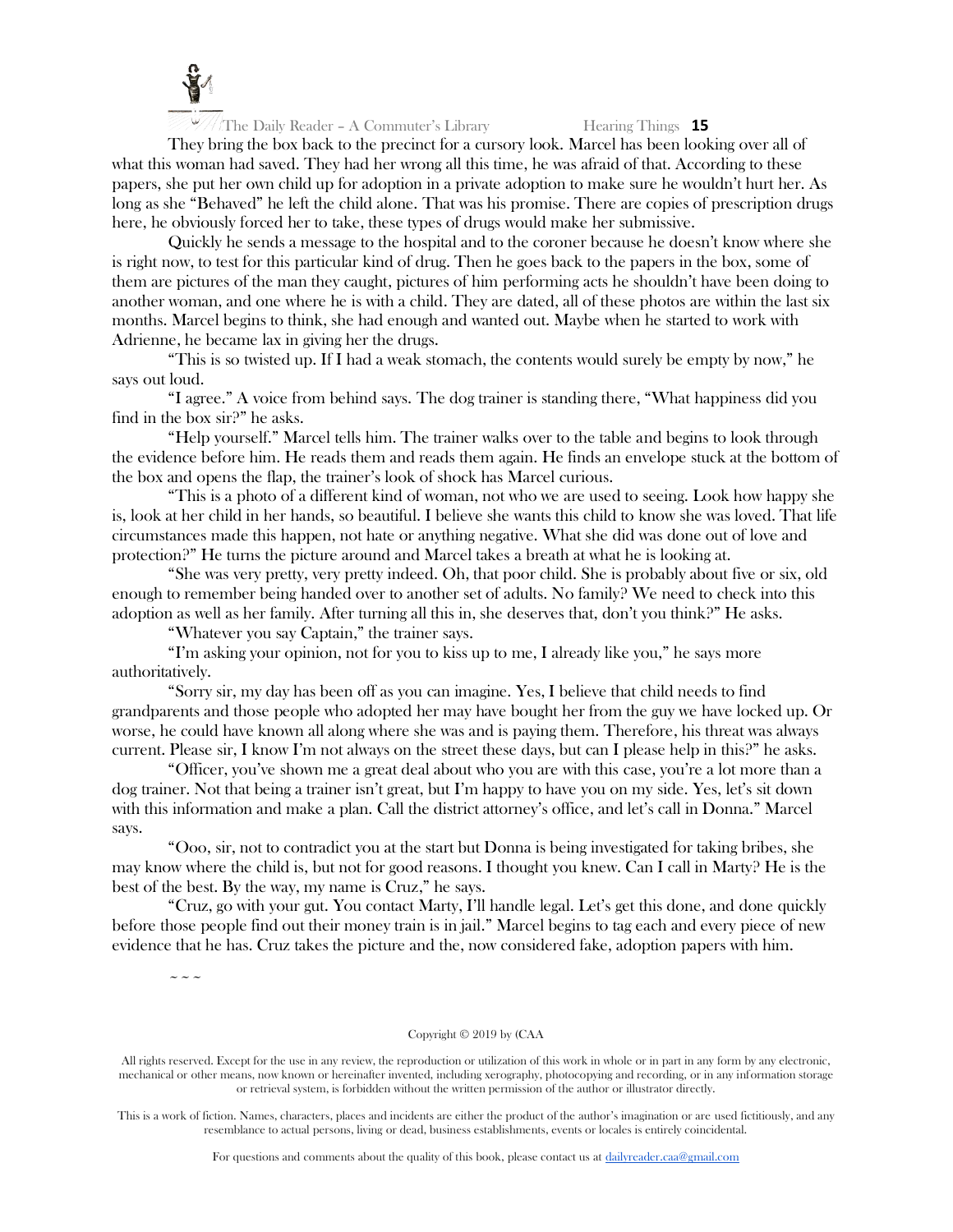They bring the box back to the precinct for a cursory look. Marcel has been looking over all of what this woman had saved. They had her wrong all this time, he was afraid of that. According to these papers, she put her own child up for adoption in a private adoption to make sure he wouldn't hurt her. As long as she "Behaved" he left the child alone. That was his promise. There are copies of prescription drugs here, he obviously forced her to take, these types of drugs would make her submissive.

Quickly he sends a message to the hospital and to the coroner because he doesn't know where she is right now, to test for this particular kind of drug. Then he goes back to the papers in the box, some of them are pictures of the man they caught, pictures of him performing acts he shouldn't have been doing to another woman, and one where he is with a child. They are dated, all of these photos are within the last six months. Marcel begins to think, she had enough and wanted out. Maybe when he started to work with Adrienne, he became lax in giving her the drugs.

"This is so twisted up. If I had a weak stomach, the contents would surely be empty by now," he says out loud.

"I agree." A voice from behind says. The dog trainer is standing there, "What happiness did you find in the box sir?" he asks.

"Help yourself." Marcel tells him. The trainer walks over to the table and begins to look through the evidence before him. He reads them and reads them again. He finds an envelope stuck at the bottom of the box and opens the flap, the trainer's look of shock has Marcel curious.

"This is a photo of a different kind of woman, not who we are used to seeing. Look how happy she is, look at her child in her hands, so beautiful. I believe she wants this child to know she was loved. That life circumstances made this happen, not hate or anything negative. What she did was done out of love and protection?" He turns the picture around and Marcel takes a breath at what he is looking at.

"She was very pretty, very pretty indeed. Oh, that poor child. She is probably about five or six, old enough to remember being handed over to another set of adults. No family? We need to check into this adoption as well as her family. After turning all this in, she deserves that, don't you think?" He asks.

"Whatever you say Captain," the trainer says.

"I'm asking your opinion, not for you to kiss up to me, I already like you," he says more authoritatively.

"Sorry sir, my day has been off as you can imagine. Yes, I believe that child needs to find grandparents and those people who adopted her may have bought her from the guy we have locked up. Or worse, he could have known all along where she was and is paying them. Therefore, his threat was always current. Please sir, I know I'm not always on the street these days, but can I please help in this?" he asks.

"Officer, you've shown me a great deal about who you are with this case, you're a lot more than a dog trainer. Not that being a trainer isn't great, but I'm happy to have you on my side. Yes, let's sit down with this information and make a plan. Call the district attorney's office, and let's call in Donna." Marcel says.

"Ooo, sir, not to contradict you at the start but Donna is being investigated for taking bribes, she may know where the child is, but not for good reasons. I thought you knew. Can I call in Marty? He is the best of the best. By the way, my name is Cruz," he says.

"Cruz, go with your gut. You contact Marty, I'll handle legal. Let's get this done, and done quickly before those people find out their money train is in jail." Marcel begins to tag each and every piece of new evidence that he has. Cruz takes the picture and the, now considered fake, adoption papers with him.

~ ~ ~

Copyright © 2019 by (CAA

All rights reserved. Except for the use in any review, the reproduction or utilization of this work in whole or in part in any form by any electronic, mechanical or other means, now known or hereinafter invented, including xerography, photocopying and recording, or in any information storage or retrieval system, is forbidden without the written permission of the author or illustrator directly.

This is a work of fiction. Names, characters, places and incidents are either the product of the author's imagination or are used fictitiously, and any resemblance to actual persons, living or dead, business establishments, events or locales is entirely coincidental.

For questions and comments about the quality of this book, please contact us at dailyreader.caa@gmail.com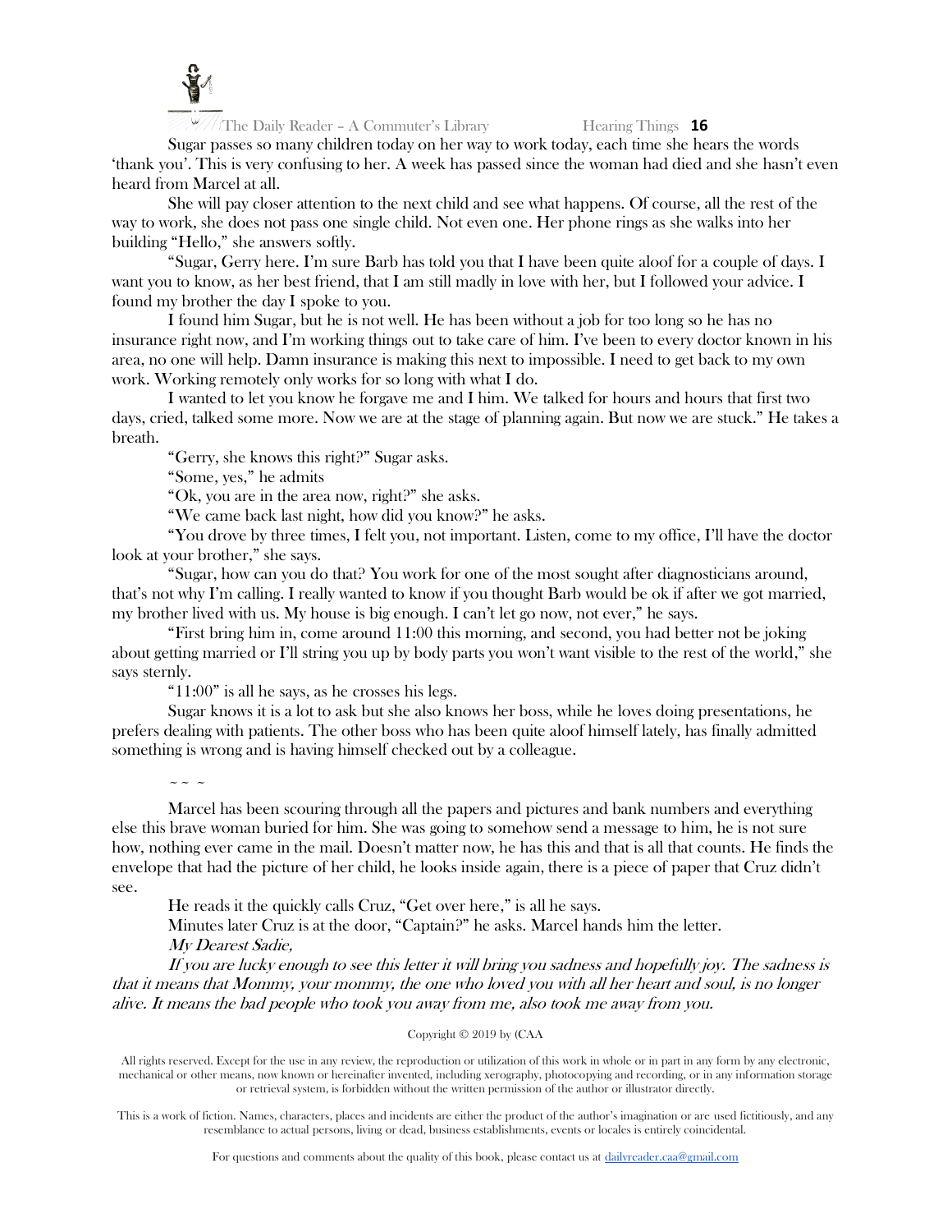Sugar passes so many children today on her way to work today, each time she hears the words 'thank you'. This is very confusing to her. A week has passed since the woman had died and she hasn't even heard from Marcel at all.

She will pay closer attention to the next child and see what happens. Of course, all the rest of the way to work, she does not pass one single child. Not even one. Her phone rings as she walks into her building "Hello," she answers softly.

"Sugar, Gerry here. I'm sure Barb has told you that I have been quite aloof for a couple of days. I want you to know, as her best friend, that I am still madly in love with her, but I followed your advice. I found my brother the day I spoke to you.

I found him Sugar, but he is not well. He has been without a job for too long so he has no insurance right now, and I'm working things out to take care of him. I've been to every doctor known in his area, no one will help. Damn insurance is making this next to impossible. I need to get back to my own work. Working remotely only works for so long with what I do.

I wanted to let you know he forgave me and I him. We talked for hours and hours that first two days, cried, talked some more. Now we are at the stage of planning again. But now we are stuck." He takes a breath.

"Gerry, she knows this right?" Sugar asks.

"Some, yes," he admits

"Ok, you are in the area now, right?" she asks.

"We came back last night, how did you know?" he asks.

"You drove by three times, I felt you, not important. Listen, come to my office, I'll have the doctor look at your brother," she says.

"Sugar, how can you do that? You work for one of the most sought after diagnosticians around, that's not why I'm calling. I really wanted to know if you thought Barb would be ok if after we got married, my brother lived with us. My house is big enough. I can't let go now, not ever," he says.

"First bring him in, come around 11:00 this morning, and second, you had better not be joking about getting married or I'll string you up by body parts you won't want visible to the rest of the world," she says sternly.

"11:00" is all he says, as he crosses his legs.

Sugar knows it is a lot to ask but she also knows her boss, while he loves doing presentations, he prefers dealing with patients. The other boss who has been quite aloof himself lately, has finally admitted something is wrong and is having himself checked out by a colleague.

~ ~ ~

Marcel has been scouring through all the papers and pictures and bank numbers and everything else this brave woman buried for him. She was going to somehow send a message to him, he is not sure how, nothing ever came in the mail. Doesn't matter now, he has this and that is all that counts. He finds the envelope that had the picture of her child, he looks inside again, there is a piece of paper that Cruz didn't see.

He reads it the quickly calls Cruz, "Get over here," is all he says.

Minutes later Cruz is at the door, "Captain?" he asks. Marcel hands him the letter.

*My Dearest Sadie,*

*If you are lucky enough to see this letter it will bring you sadness and hopefully joy. The sadness is that it means that Mommy, your mommy, the one who loved you with all her heart and soul, is no longer alive. It means the bad people who took you away from me, also took me away from you.*

Copyright © 2019 by (CAA

All rights reserved. Except for the use in any review, the reproduction or utilization of this work in whole or in part in any form by any electronic, mechanical or other means, now known or hereinafter invented, including xerography, photocopying and recording, or in any information storage or retrieval system, is forbidden without the written permission of the author or illustrator directly.

This is a work of fiction. Names, characters, places and incidents are either the product of the author's imagination or are used fictitiously, and any resemblance to actual persons, living or dead, business establishments, events or locales is entirely coincidental.

For questions and comments about the quality of this book, please contact us at dailyreader.caa@gmail.com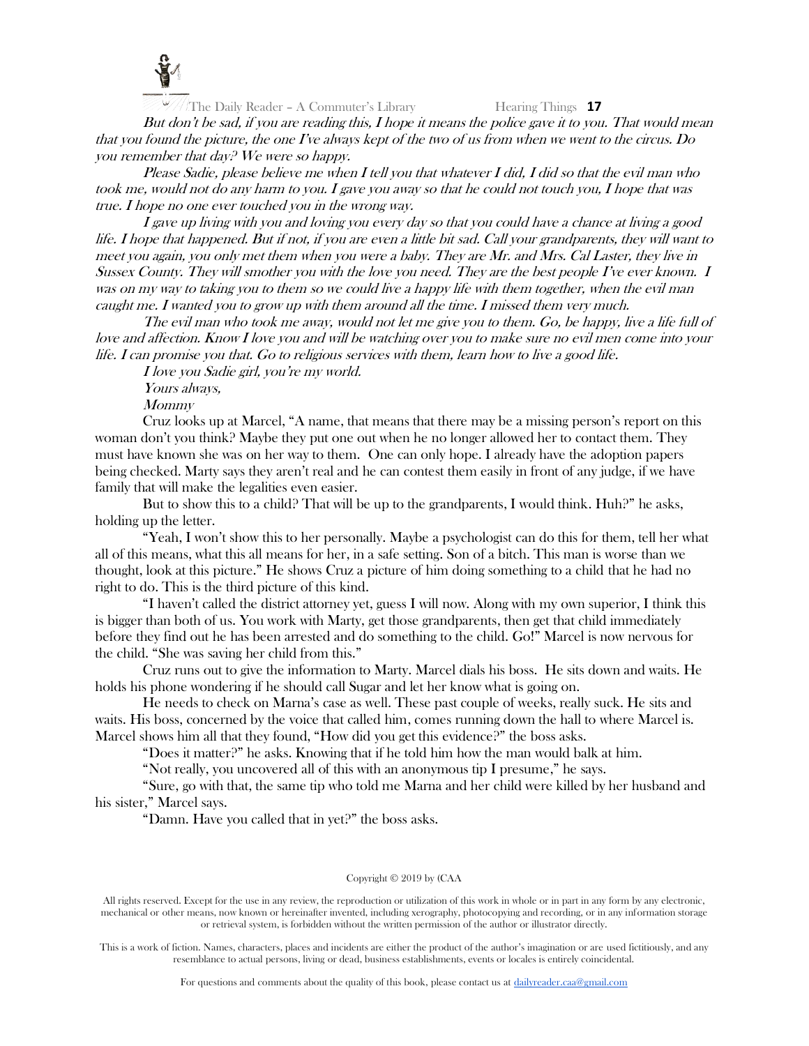*But don't be sad, if you are reading this, I hope it means the police gave it to you. That would mean that you found the picture, the one I've always kept of the two of us from when we went to the circus. Do you remember that day? We were so happy.*

*Please Sadie, please believe me when I tell you that whatever I did, I did so that the evil man who took me, would not do any harm to you. I gave you away so that he could not touch you, I hope that was true. I hope no one ever touched you in the wrong way.*

*I gave up living with you and loving you every day so that you could have a chance at living a good life. I hope that happened. But if not, if you are even a little bit sad. Call your grandparents, they will want to meet you again, you only met them when you were a baby. They are Mr. and Mrs. Cal Laster, they live in Sussex County. They will smother you with the love you need. They are the best people I've ever known. I was on my way to taking you to them so we could live a happy life with them together, when the evil man caught me. I wanted you to grow up with them around all the time. I missed them very much.*

*The evil man who took me away, would not let me give you to them. Go, be happy, live a life full of love and affection. Know I love you and will be watching over you to make sure no evil men come into your life. I can promise you that. Go to religious services with them, learn how to live a good life.*

*I love you Sadie girl, you're my world.*

*Yours always,*

*Mommy*

Cruz looks up at Marcel, "A name, that means that there may be a missing person's report on this woman don't you think? Maybe they put one out when he no longer allowed her to contact them. They must have known she was on her way to them. One can only hope. I already have the adoption papers being checked. Marty says they aren't real and he can contest them easily in front of any judge, if we have family that will make the legalities even easier.

But to show this to a child? That will be up to the grandparents, I would think. Huh?" he asks, holding up the letter.

"Yeah, I won't show this to her personally. Maybe a psychologist can do this for them, tell her what all of this means, what this all means for her, in a safe setting. Son of a bitch. This man is worse than we thought, look at this picture." He shows Cruz a picture of him doing something to a child that he had no right to do. This is the third picture of this kind.

"I haven't called the district attorney yet, guess I will now. Along with my own superior, I think this is bigger than both of us. You work with Marty, get those grandparents, then get that child immediately before they find out he has been arrested and do something to the child. Go!" Marcel is now nervous for the child. "She was saving her child from this."

Cruz runs out to give the information to Marty. Marcel dials his boss. He sits down and waits. He holds his phone wondering if he should call Sugar and let her know what is going on.

He needs to check on Marna's case as well. These past couple of weeks, really suck. He sits and waits. His boss, concerned by the voice that called him, comes running down the hall to where Marcel is. Marcel shows him all that they found, "How did you get this evidence?" the boss asks.

"Does it matter?" he asks. Knowing that if he told him how the man would balk at him.

"Not really, you uncovered all of this with an anonymous tip I presume," he says.

"Sure, go with that, the same tip who told me Marna and her child were killed by her husband and his sister," Marcel says.

"Damn. Have you called that in yet?" the boss asks.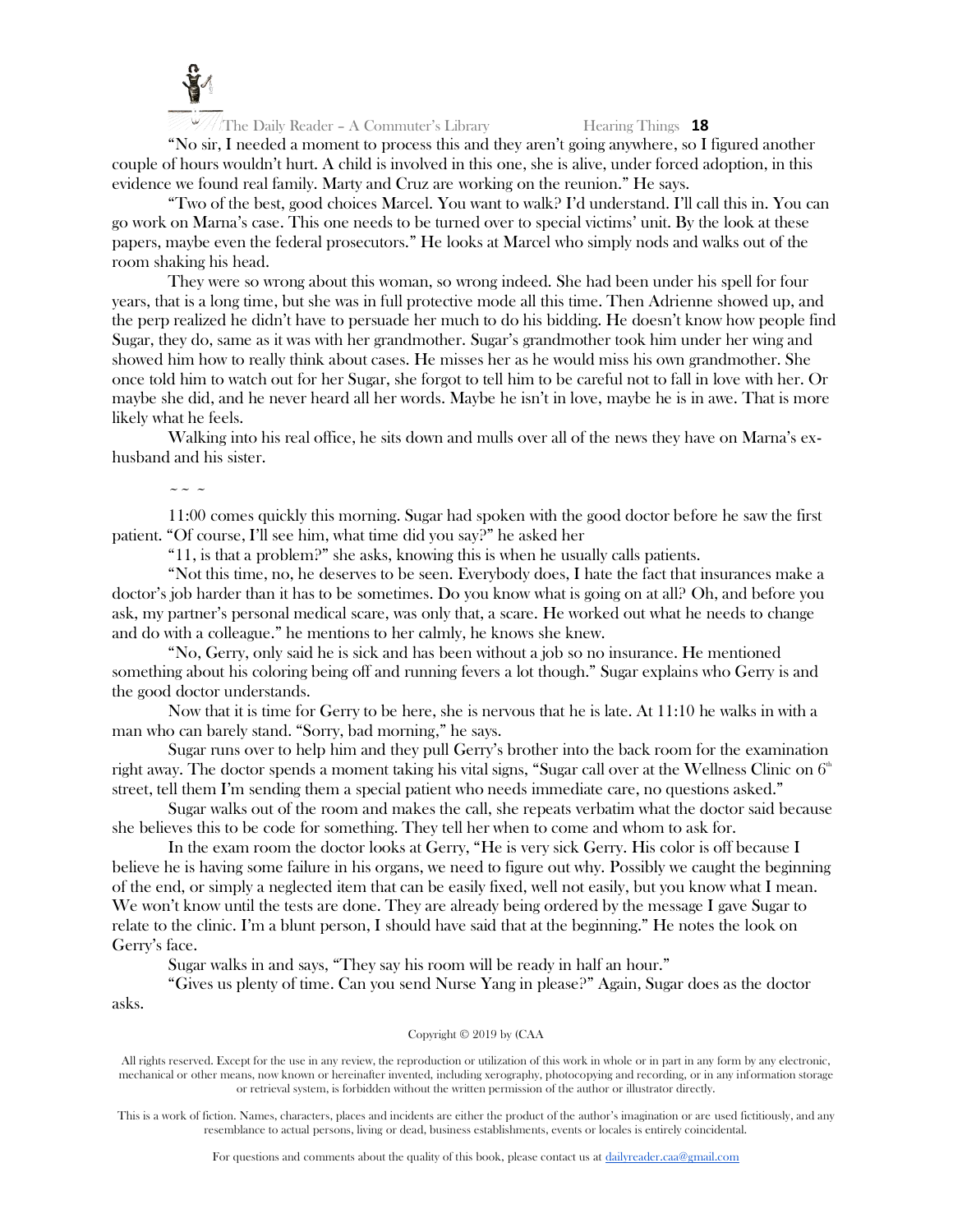"No sir, I needed a moment to process this and they aren't going anywhere, so I figured another couple of hours wouldn't hurt. A child is involved in this one, she is alive, under forced adoption, in this evidence we found real family. Marty and Cruz are working on the reunion." He says.

"Two of the best, good choices Marcel. You want to walk? I'd understand. I'll call this in. You can go work on Marna's case. This one needs to be turned over to special victims' unit. By the look at these papers, maybe even the federal prosecutors." He looks at Marcel who simply nods and walks out of the room shaking his head.

They were so wrong about this woman, so wrong indeed. She had been under his spell for four years, that is a long time, but she was in full protective mode all this time. Then Adrienne showed up, and the perp realized he didn't have to persuade her much to do his bidding. He doesn't know how people find Sugar, they do, same as it was with her grandmother. Sugar's grandmother took him under her wing and showed him how to really think about cases. He misses her as he would miss his own grandmother. She once told him to watch out for her Sugar, she forgot to tell him to be careful not to fall in love with her. Or maybe she did, and he never heard all her words. Maybe he isn't in love, maybe he is in awe. That is more likely what he feels.

Walking into his real office, he sits down and mulls over all of the news they have on Marna's ex-husband and his sister.

~ ~ ~

11:00 comes quickly this morning. Sugar had spoken with the good doctor before he saw the first patient. "Of course, I'll see him, what time did you say?" he asked her

"11, is that a problem?" she asks, knowing this is when he usually calls patients.

"Not this time, no, he deserves to be seen. Everybody does, I hate the fact that insurances make a doctor's job harder than it has to be sometimes. Do you know what is going on at all? Oh, and before you ask, my partner's personal medical scare, was only that, a scare. He worked out what he needs to change and do with a colleague." he mentions to her calmly, he knows she knew.

"No, Gerry, only said he is sick and has been without a job so no insurance. He mentioned something about his coloring being off and running fevers a lot though." Sugar explains who Gerry is and the good doctor understands.

Now that it is time for Gerry to be here, she is nervous that he is late. At 11:10 he walks in with a man who can barely stand. "Sorry, bad morning," he says.

Sugar runs over to help him and they pull Gerry's brother into the back room for the examination right away. The doctor spends a moment taking his vital signs, "Sugar call over at the Wellness Clinic on 6th street, tell them I'm sending them a special patient who needs immediate care, no questions asked."

Sugar walks out of the room and makes the call, she repeats verbatim what the doctor said because she believes this to be code for something. They tell her when to come and whom to ask for.

In the exam room the doctor looks at Gerry, "He is very sick Gerry. His color is off because I believe he is having some failure in his organs, we need to figure out why. Possibly we caught the beginning of the end, or simply a neglected item that can be easily fixed, well not easily, but you know what I mean. We won't know until the tests are done. They are already being ordered by the message I gave Sugar to relate to the clinic. I'm a blunt person, I should have said that at the beginning." He notes the look on Gerry's face.

Sugar walks in and says, "They say his room will be ready in half an hour."

"Gives us plenty of time. Can you send Nurse Yang in please?" Again, Sugar does as the doctor asks.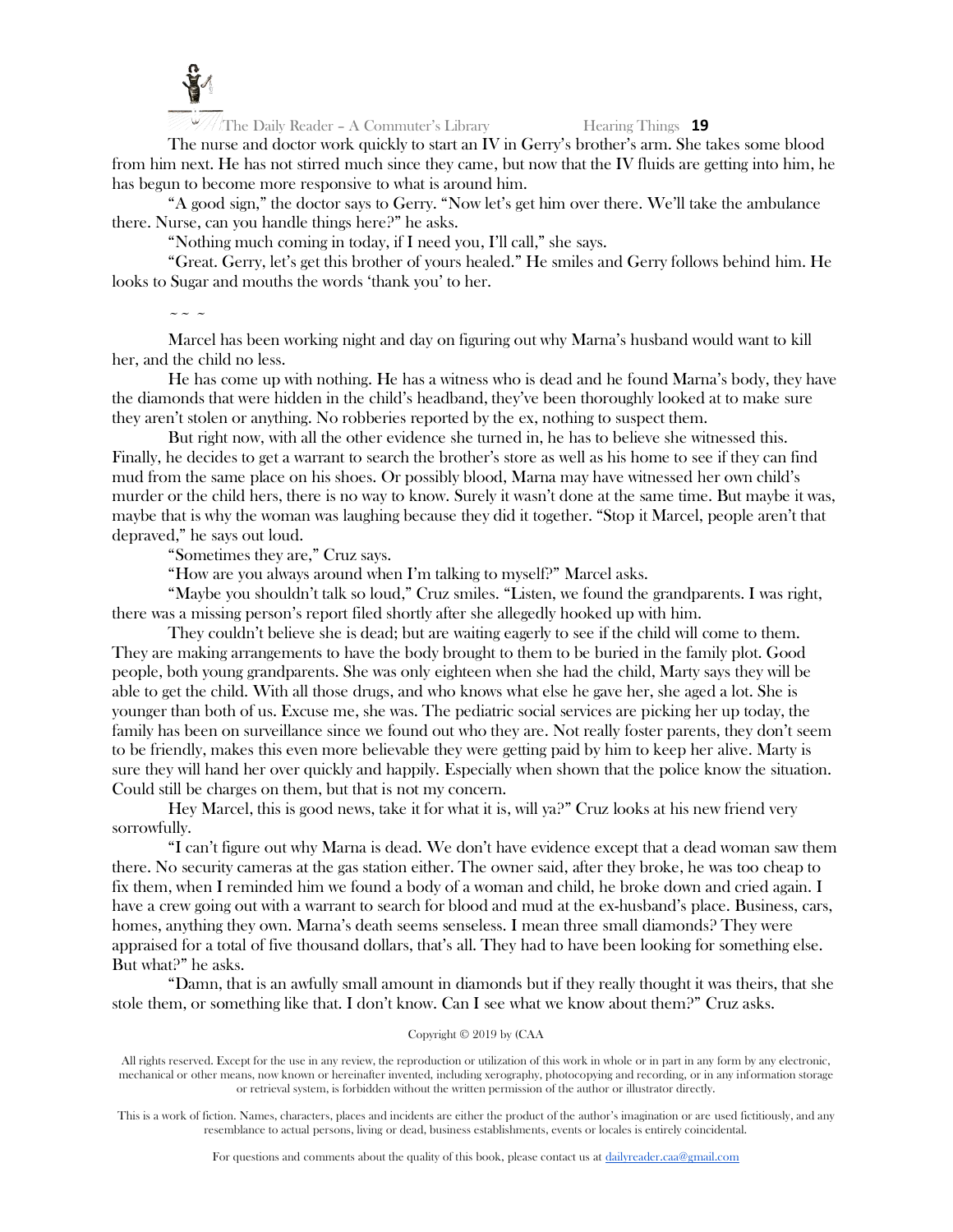The nurse and doctor work quickly to start an IV in Gerry's brother's arm. She takes some blood from him next. He has not stirred much since they came, but now that the IV fluids are getting into him, he has begun to become more responsive to what is around him.

"A good sign," the doctor says to Gerry. "Now let's get him over there. We'll take the ambulance there. Nurse, can you handle things here?" he asks.

"Nothing much coming in today, if I need you, I'll call," she says.

"Great. Gerry, let's get this brother of yours healed." He smiles and Gerry follows behind him. He looks to Sugar and mouths the words 'thank you' to her.

~ ~ ~

Marcel has been working night and day on figuring out why Marna's husband would want to kill her, and the child no less.

He has come up with nothing. He has a witness who is dead and he found Marna's body, they have the diamonds that were hidden in the child's headband, they've been thoroughly looked at to make sure they aren't stolen or anything. No robberies reported by the ex, nothing to suspect them.

But right now, with all the other evidence she turned in, he has to believe she witnessed this. Finally, he decides to get a warrant to search the brother's store as well as his home to see if they can find mud from the same place on his shoes. Or possibly blood, Marna may have witnessed her own child's murder or the child hers, there is no way to know. Surely it wasn't done at the same time. But maybe it was, maybe that is why the woman was laughing because they did it together. "Stop it Marcel, people aren't that depraved," he says out loud.

"Sometimes they are," Cruz says.

"How are you always around when I'm talking to myself?" Marcel asks.

"Maybe you shouldn't talk so loud," Cruz smiles. "Listen, we found the grandparents. I was right, there was a missing person's report filed shortly after she allegedly hooked up with him.

They couldn't believe she is dead; but are waiting eagerly to see if the child will come to them. They are making arrangements to have the body brought to them to be buried in the family plot. Good people, both young grandparents. She was only eighteen when she had the child, Marty says they will be able to get the child. With all those drugs, and who knows what else he gave her, she aged a lot. She is younger than both of us. Excuse me, she was. The pediatric social services are picking her up today, the family has been on surveillance since we found out who they are. Not really foster parents, they don't seem to be friendly, makes this even more believable they were getting paid by him to keep her alive. Marty is sure they will hand her over quickly and happily. Especially when shown that the police know the situation. Could still be charges on them, but that is not my concern.

Hey Marcel, this is good news, take it for what it is, will ya?" Cruz looks at his new friend very sorrowfully.

"I can't figure out why Marna is dead. We don't have evidence except that a dead woman saw them there. No security cameras at the gas station either. The owner said, after they broke, he was too cheap to fix them, when I reminded him we found a body of a woman and child, he broke down and cried again. I have a crew going out with a warrant to search for blood and mud at the ex-husband's place. Business, cars, homes, anything they own. Marna's death seems senseless. I mean three small diamonds? They were appraised for a total of five thousand dollars, that's all. They had to have been looking for something else. But what?" he asks.

"Damn, that is an awfully small amount in diamonds but if they really thought it was theirs, that she stole them, or something like that. I don't know. Can I see what we know about them?" Cruz asks.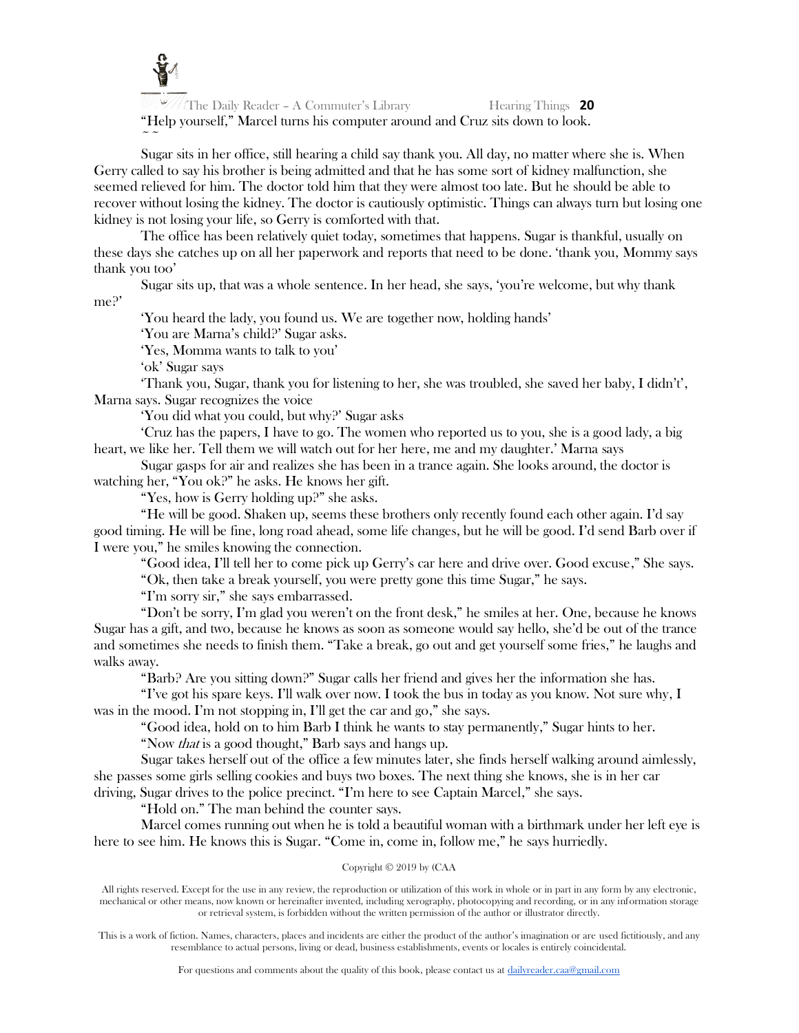"Help yourself," Marcel turns his computer around and Cruz sits down to look.

~ ~

Sugar sits in her office, still hearing a child say thank you. All day, no matter where she is. When Gerry called to say his brother is being admitted and that he has some sort of kidney malfunction, she seemed relieved for him. The doctor told him that they were almost too late. But he should be able to recover without losing the kidney. The doctor is cautiously optimistic. Things can always turn but losing one kidney is not losing your life, so Gerry is comforted with that.

The office has been relatively quiet today, sometimes that happens. Sugar is thankful, usually on these days she catches up on all her paperwork and reports that need to be done. 'thank you, Mommy says thank you too'

Sugar sits up, that was a whole sentence. In her head, she says, 'you're welcome, but why thank me?'

'You heard the lady, you found us. We are together now, holding hands'

'You are Marna's child?' Sugar asks.

'Yes, Momma wants to talk to you'

'ok' Sugar says

'Thank you, Sugar, thank you for listening to her, she was troubled, she saved her baby, I didn't', Marna says. Sugar recognizes the voice

'You did what you could, but why?' Sugar asks

'Cruz has the papers, I have to go. The women who reported us to you, she is a good lady, a big heart, we like her. Tell them we will watch out for her here, me and my daughter.' Marna says

Sugar gasps for air and realizes she has been in a trance again. She looks around, the doctor is watching her, "You ok?" he asks. He knows her gift.

"Yes, how is Gerry holding up?" she asks.

"He will be good. Shaken up, seems these brothers only recently found each other again. I'd say good timing. He will be fine, long road ahead, some life changes, but he will be good. I'd send Barb over if I were you," he smiles knowing the connection.

"Good idea, I'll tell her to come pick up Gerry's car here and drive over. Good excuse," She says.

"Ok, then take a break yourself, you were pretty gone this time Sugar," he says.

"I'm sorry sir," she says embarrassed.

"Don't be sorry, I'm glad you weren't on the front desk," he smiles at her. One, because he knows Sugar has a gift, and two, because he knows as soon as someone would say hello, she'd be out of the trance and sometimes she needs to finish them. "Take a break, go out and get yourself some fries," he laughs and walks away.

"Barb? Are you sitting down?" Sugar calls her friend and gives her the information she has.

"I've got his spare keys. I'll walk over now. I took the bus in today as you know. Not sure why, I was in the mood. I'm not stopping in, I'll get the car and go," she says.

"Good idea, hold on to him Barb I think he wants to stay permanently," Sugar hints to her.

"Now *that* is a good thought," Barb says and hangs up.

Sugar takes herself out of the office a few minutes later, she finds herself walking around aimlessly, she passes some girls selling cookies and buys two boxes. The next thing she knows, she is in her car driving, Sugar drives to the police precinct. "I'm here to see Captain Marcel," she says.

"Hold on." The man behind the counter says.

Marcel comes running out when he is told a beautiful woman with a birthmark under her left eye is here to see him. He knows this is Sugar. "Come in, come in, follow me," he says hurriedly.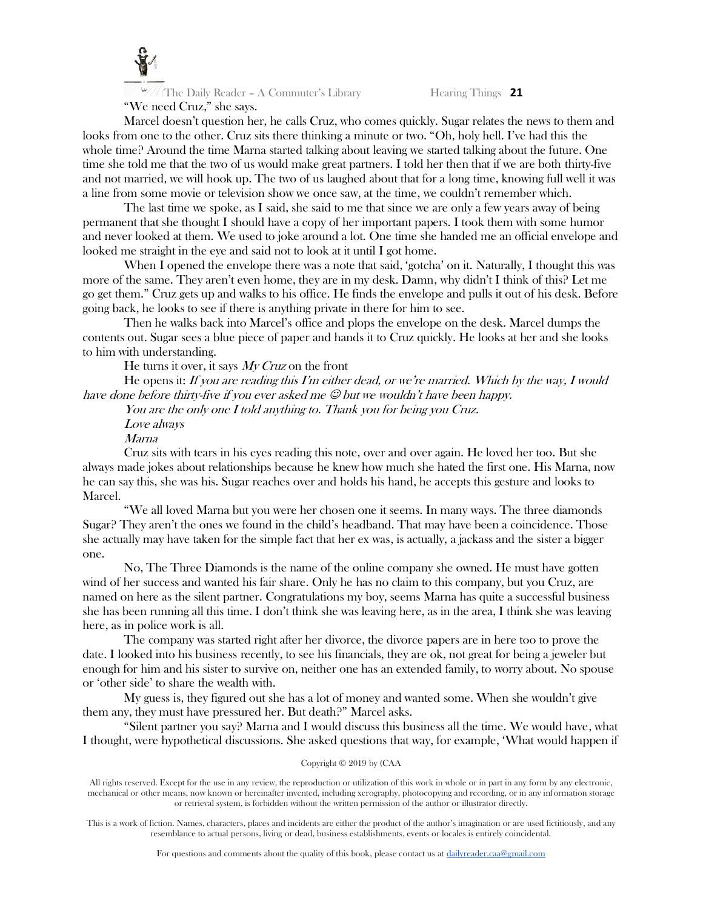"We need Cruz," she says.

Marcel doesn't question her, he calls Cruz, who comes quickly. Sugar relates the news to them and looks from one to the other. Cruz sits there thinking a minute or two. "Oh, holy hell. I've had this the whole time? Around the time Marna started talking about leaving we started talking about the future. One time she told me that the two of us would make great partners. I told her then that if we are both thirty-five and not married, we will hook up. The two of us laughed about that for a long time, knowing full well it was a line from some movie or television show we once saw, at the time, we couldn't remember which.

The last time we spoke, as I said, she said to me that since we are only a few years away of being permanent that she thought I should have a copy of her important papers. I took them with some humor and never looked at them. We used to joke around a lot. One time she handed me an official envelope and looked me straight in the eye and said not to look at it until I got home.

When I opened the envelope there was a note that said, 'gotcha' on it. Naturally, I thought this was more of the same. They aren't even home, they are in my desk. Damn, why didn't I think of this? Let me go get them." Cruz gets up and walks to his office. He finds the envelope and pulls it out of his desk. Before going back, he looks to see if there is anything private in there for him to see.

Then he walks back into Marcel's office and plops the envelope on the desk. Marcel dumps the contents out. Sugar sees a blue piece of paper and hands it to Cruz quickly. He looks at her and she looks to him with understanding.

He turns it over, it says *My Cruz* on the front

He opens it: *If you are reading this I'm either dead, or we're married. Which by the way, I would have done before thirty-five if you ever asked me ☺ but we wouldn't have been happy.*

*You are the only one I told anything to. Thank you for being you Cruz.*

*Love always*

*Marna*

Cruz sits with tears in his eyes reading this note, over and over again. He loved her too. But she always made jokes about relationships because he knew how much she hated the first one. His Marna, now he can say this, she was his. Sugar reaches over and holds his hand, he accepts this gesture and looks to Marcel.

"We all loved Marna but you were her chosen one it seems. In many ways. The three diamonds Sugar? They aren't the ones we found in the child's headband. That may have been a coincidence. Those she actually may have taken for the simple fact that her ex was, is actually, a jackass and the sister a bigger one.

No, The Three Diamonds is the name of the online company she owned. He must have gotten wind of her success and wanted his fair share. Only he has no claim to this company, but you Cruz, are named on here as the silent partner. Congratulations my boy, seems Marna has quite a successful business she has been running all this time. I don't think she was leaving here, as in the area, I think she was leaving here, as in police work is all.

The company was started right after her divorce, the divorce papers are in here too to prove the date. I looked into his business recently, to see his financials, they are ok, not great for being a jeweler but enough for him and his sister to survive on, neither one has an extended family, to worry about. No spouse or 'other side' to share the wealth with.

My guess is, they figured out she has a lot of money and wanted some. When she wouldn't give them any, they must have pressured her. But death?" Marcel asks.

"Silent partner you say? Marna and I would discuss this business all the time. We would have, what I thought, were hypothetical discussions. She asked questions that way, for example, 'What would happen if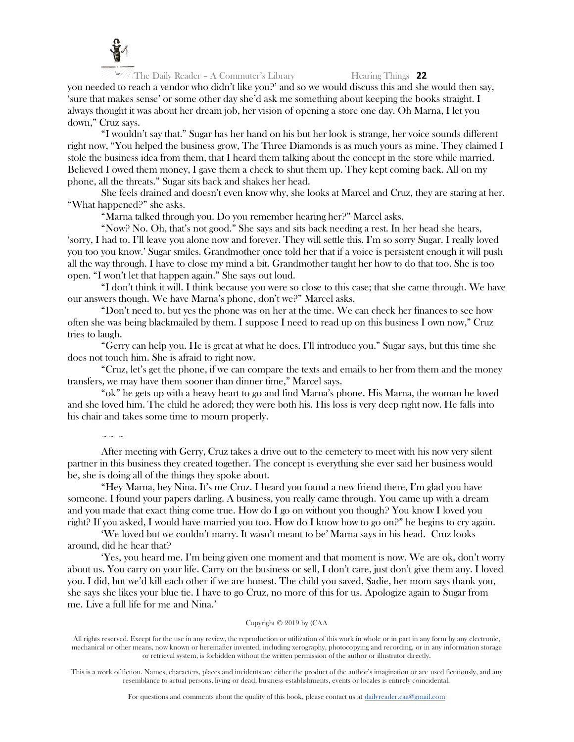you needed to reach a vendor who didn't like you?' and so we would discuss this and she would then say, 'sure that makes sense' or some other day she'd ask me something about keeping the books straight. I always thought it was about her dream job, her vision of opening a store one day. Oh Marna, I let you down," Cruz says.

"I wouldn't say that." Sugar has her hand on his but her look is strange, her voice sounds different right now, "You helped the business grow, The Three Diamonds is as much yours as mine. They claimed I stole the business idea from them, that I heard them talking about the concept in the store while married. Believed I owed them money, I gave them a check to shut them up. They kept coming back. All on my phone, all the threats." Sugar sits back and shakes her head.

She feels drained and doesn't even know why, she looks at Marcel and Cruz, they are staring at her. "What happened?" she asks.

"Marna talked through you. Do you remember hearing her?" Marcel asks.

"Now? No. Oh, that's not good." She says and sits back needing a rest. In her head she hears, 'sorry, I had to. I'll leave you alone now and forever. They will settle this. I'm so sorry Sugar. I really loved you too you know.' Sugar smiles. Grandmother once told her that if a voice is persistent enough it will push all the way through. I have to close my mind a bit. Grandmother taught her how to do that too. She is too open. "I won't let that happen again." She says out loud.

"I don't think it will. I think because you were so close to this case; that she came through. We have our answers though. We have Marna's phone, don't we?" Marcel asks.

"Don't need to, but yes the phone was on her at the time. We can check her finances to see how often she was being blackmailed by them. I suppose I need to read up on this business I own now," Cruz tries to laugh.

"Gerry can help you. He is great at what he does. I'll introduce you." Sugar says, but this time she does not touch him. She is afraid to right now.

"Cruz, let's get the phone, if we can compare the texts and emails to her from them and the money transfers, we may have them sooner than dinner time," Marcel says.

"ok" he gets up with a heavy heart to go and find Marna's phone. His Marna, the woman he loved and she loved him. The child he adored; they were both his. His loss is very deep right now. He falls into his chair and takes some time to mourn properly.

~ ~ ~

After meeting with Gerry, Cruz takes a drive out to the cemetery to meet with his now very silent partner in this business they created together. The concept is everything she ever said her business would be, she is doing all of the things they spoke about.

"Hey Marna, hey Nina. It's me Cruz. I heard you found a new friend there, I'm glad you have someone. I found your papers darling. A business, you really came through. You came up with a dream and you made that exact thing come true. How do I go on without you though? You know I loved you right? If you asked, I would have married you too. How do I know how to go on?" he begins to cry again.

'We loved but we couldn't marry. It wasn't meant to be' Marna says in his head. Cruz looks around, did he hear that?

'Yes, you heard me. I'm being given one moment and that moment is now. We are ok, don't worry about us. You carry on your life. Carry on the business or sell, I don't care, just don't give them any. I loved you. I did, but we'd kill each other if we are honest. The child you saved, Sadie, her mom says thank you, she says she likes your blue tie. I have to go Cruz, no more of this for us. Apologize again to Sugar from me. Live a full life for me and Nina.'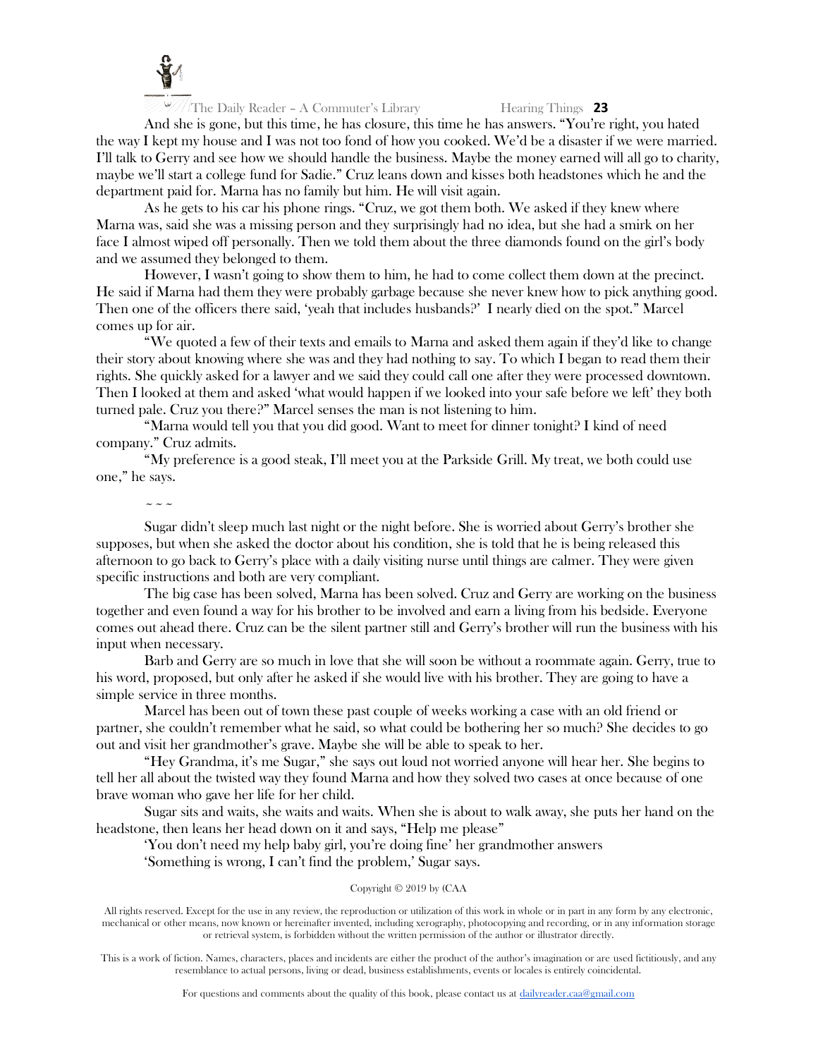And she is gone, but this time, he has closure, this time he has answers. "You're right, you hated the way I kept my house and I was not too fond of how you cooked. We'd be a disaster if we were married. I'll talk to Gerry and see how we should handle the business. Maybe the money earned will all go to charity, maybe we'll start a college fund for Sadie." Cruz leans down and kisses both headstones which he and the department paid for. Marna has no family but him. He will visit again.

As he gets to his car his phone rings. "Cruz, we got them both. We asked if they knew where Marna was, said she was a missing person and they surprisingly had no idea, but she had a smirk on her face I almost wiped off personally. Then we told them about the three diamonds found on the girl's body and we assumed they belonged to them.

However, I wasn't going to show them to him, he had to come collect them down at the precinct. He said if Marna had them they were probably garbage because she never knew how to pick anything good. Then one of the officers there said, 'yeah that includes husbands?' I nearly died on the spot." Marcel comes up for air.

"We quoted a few of their texts and emails to Marna and asked them again if they'd like to change their story about knowing where she was and they had nothing to say. To which I began to read them their rights. She quickly asked for a lawyer and we said they could call one after they were processed downtown. Then I looked at them and asked 'what would happen if we looked into your safe before we left' they both turned pale. Cruz you there?" Marcel senses the man is not listening to him.

"Marna would tell you that you did good. Want to meet for dinner tonight? I kind of need company." Cruz admits.

"My preference is a good steak, I'll meet you at the Parkside Grill. My treat, we both could use one," he says.

~ ~ ~

Sugar didn't sleep much last night or the night before. She is worried about Gerry's brother she supposes, but when she asked the doctor about his condition, she is told that he is being released this afternoon to go back to Gerry's place with a daily visiting nurse until things are calmer. They were given specific instructions and both are very compliant.

The big case has been solved, Marna has been solved. Cruz and Gerry are working on the business together and even found a way for his brother to be involved and earn a living from his bedside. Everyone comes out ahead there. Cruz can be the silent partner still and Gerry's brother will run the business with his input when necessary.

Barb and Gerry are so much in love that she will soon be without a roommate again. Gerry, true to his word, proposed, but only after he asked if she would live with his brother. They are going to have a simple service in three months.

Marcel has been out of town these past couple of weeks working a case with an old friend or partner, she couldn't remember what he said, so what could be bothering her so much? She decides to go out and visit her grandmother's grave. Maybe she will be able to speak to her.

"Hey Grandma, it's me Sugar," she says out loud not worried anyone will hear her. She begins to tell her all about the twisted way they found Marna and how they solved two cases at once because of one brave woman who gave her life for her child.

Sugar sits and waits, she waits and waits. When she is about to walk away, she puts her hand on the headstone, then leans her head down on it and says, "Help me please"

'You don't need my help baby girl, you're doing fine' her grandmother answers

'Something is wrong, I can't find the problem,' Sugar says.

Copyright © 2019 by (CAA

All rights reserved. Except for the use in any review, the reproduction or utilization of this work in whole or in part in any form by any electronic, mechanical or other means, now known or hereinafter invented, including xerography, photocopying and recording, or in any information storage or retrieval system, is forbidden without the written permission of the author or illustrator directly.

This is a work of fiction. Names, characters, places and incidents are either the product of the author's imagination or are used fictitiously, and any resemblance to actual persons, living or dead, business establishments, events or locales is entirely coincidental.

For questions and comments about the quality of this book, please contact us at dailyreader.caa@gmail.com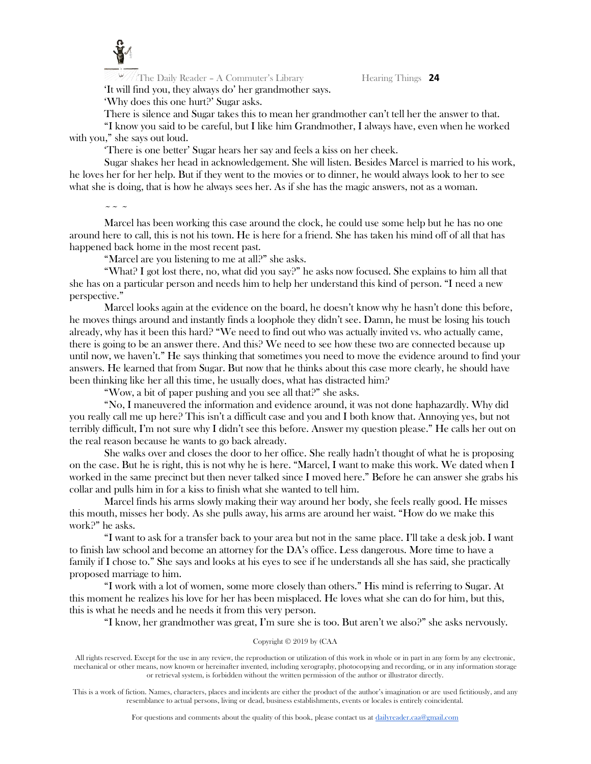'It will find you, they always do' her grandmother says.

'Why does this one hurt?' Sugar asks.

There is silence and Sugar takes this to mean her grandmother can't tell her the answer to that.

"I know you said to be careful, but I like him Grandmother, I always have, even when he worked with you," she says out loud.

'There is one better' Sugar hears her say and feels a kiss on her cheek.

Sugar shakes her head in acknowledgement. She will listen. Besides Marcel is married to his work, he loves her for her help. But if they went to the movies or to dinner, he would always look to her to see what she is doing, that is how he always sees her. As if she has the magic answers, not as a woman.

~ ~ ~

Marcel has been working this case around the clock, he could use some help but he has no one around here to call, this is not his town. He is here for a friend. She has taken his mind off of all that has happened back home in the most recent past.

"Marcel are you listening to me at all?" she asks.

"What? I got lost there, no, what did you say?" he asks now focused. She explains to him all that she has on a particular person and needs him to help her understand this kind of person. "I need a new perspective."

Marcel looks again at the evidence on the board, he doesn't know why he hasn't done this before, he moves things around and instantly finds a loophole they didn't see. Damn, he must be losing his touch already, why has it been this hard? "We need to find out who was actually invited vs. who actually came, there is going to be an answer there. And this? We need to see how these two are connected because up until now, we haven't." He says thinking that sometimes you need to move the evidence around to find your answers. He learned that from Sugar. But now that he thinks about this case more clearly, he should have been thinking like her all this time, he usually does, what has distracted him?

"Wow, a bit of paper pushing and you see all that?" she asks.

"No, I maneuvered the information and evidence around, it was not done haphazardly. Why did you really call me up here? This isn't a difficult case and you and I both know that. Annoying yes, but not terribly difficult, I'm not sure why I didn't see this before. Answer my question please." He calls her out on the real reason because he wants to go back already.

She walks over and closes the door to her office. She really hadn't thought of what he is proposing on the case. But he is right, this is not why he is here. "Marcel, I want to make this work. We dated when I worked in the same precinct but then never talked since I moved here." Before he can answer she grabs his collar and pulls him in for a kiss to finish what she wanted to tell him.

Marcel finds his arms slowly making their way around her body, she feels really good. He misses this mouth, misses her body. As she pulls away, his arms are around her waist. "How do we make this work?" he asks.

"I want to ask for a transfer back to your area but not in the same place. I'll take a desk job. I want to finish law school and become an attorney for the DA's office. Less dangerous. More time to have a family if I chose to." She says and looks at his eyes to see if he understands all she has said, she practically proposed marriage to him.

"I work with a lot of women, some more closely than others." His mind is referring to Sugar. At this moment he realizes his love for her has been misplaced. He loves what she can do for him, but this, this is what he needs and he needs it from this very person.

"I know, her grandmother was great, I'm sure she is too. But aren't we also?" she asks nervously.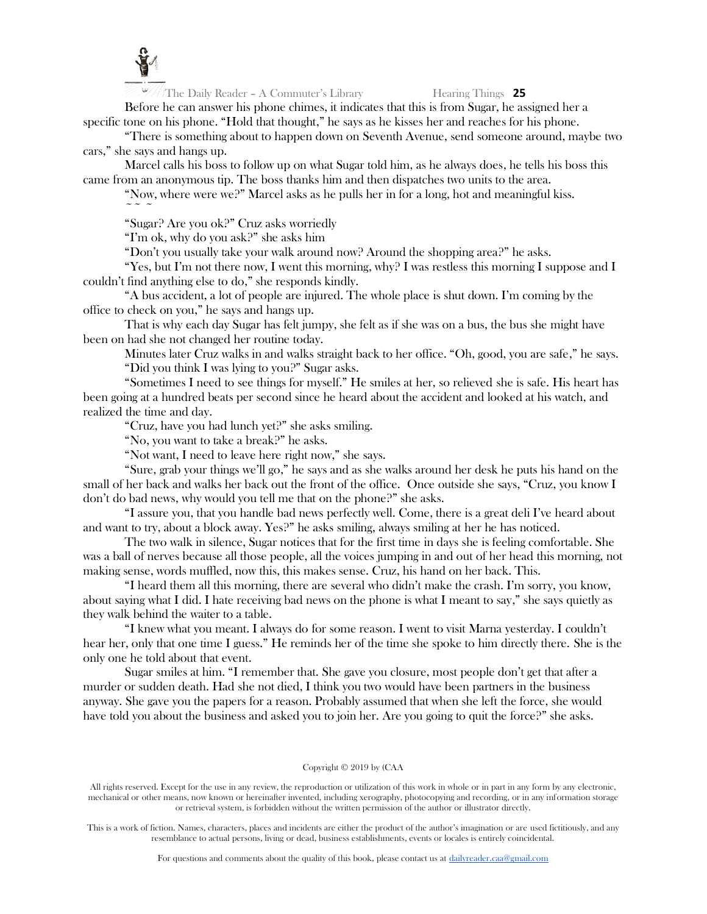Before he can answer his phone chimes, it indicates that this is from Sugar, he assigned her a specific tone on his phone. "Hold that thought," he says as he kisses her and reaches for his phone.

"There is something about to happen down on Seventh Avenue, send someone around, maybe two cars," she says and hangs up.

Marcel calls his boss to follow up on what Sugar told him, as he always does, he tells his boss this came from an anonymous tip. The boss thanks him and then dispatches two units to the area.

"Now, where were we?" Marcel asks as he pulls her in for a long, hot and meaningful kiss.

~ ~ ~

"Sugar? Are you ok?" Cruz asks worriedly

"I'm ok, why do you ask?" she asks him

"Don't you usually take your walk around now? Around the shopping area?" he asks.

"Yes, but I'm not there now, I went this morning, why? I was restless this morning I suppose and I couldn't find anything else to do," she responds kindly.

"A bus accident, a lot of people are injured. The whole place is shut down. I'm coming by the office to check on you," he says and hangs up.

That is why each day Sugar has felt jumpy, she felt as if she was on a bus, the bus she might have been on had she not changed her routine today.

Minutes later Cruz walks in and walks straight back to her office. "Oh, good, you are safe," he says.

"Did you think I was lying to you?" Sugar asks.

"Sometimes I need to see things for myself." He smiles at her, so relieved she is safe. His heart has been going at a hundred beats per second since he heard about the accident and looked at his watch, and realized the time and day.

"Cruz, have you had lunch yet?" she asks smiling.

"No, you want to take a break?" he asks.

"Not want, I need to leave here right now," she says.

"Sure, grab your things we'll go," he says and as she walks around her desk he puts his hand on the small of her back and walks her back out the front of the office. Once outside she says, "Cruz, you know I don't do bad news, why would you tell me that on the phone?" she asks.

"I assure you, that you handle bad news perfectly well. Come, there is a great deli I've heard about and want to try, about a block away. Yes?" he asks smiling, always smiling at her he has noticed.

The two walk in silence, Sugar notices that for the first time in days she is feeling comfortable. She was a ball of nerves because all those people, all the voices jumping in and out of her head this morning, not making sense, words muffled, now this, this makes sense. Cruz, his hand on her back. This.

"I heard them all this morning, there are several who didn't make the crash. I'm sorry, you know, about saying what I did. I hate receiving bad news on the phone is what I meant to say," she says quietly as they walk behind the waiter to a table.

"I knew what you meant. I always do for some reason. I went to visit Marna yesterday. I couldn't hear her, only that one time I guess." He reminds her of the time she spoke to him directly there. She is the only one he told about that event.

Sugar smiles at him. "I remember that. She gave you closure, most people don't get that after a murder or sudden death. Had she not died, I think you two would have been partners in the business anyway. She gave you the papers for a reason. Probably assumed that when she left the force, she would have told you about the business and asked you to join her. Are you going to quit the force?" she asks.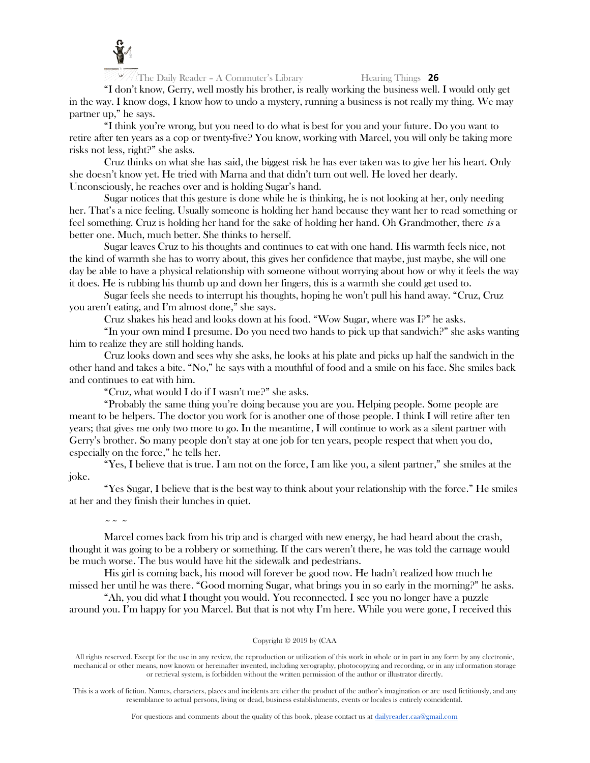"I don't know, Gerry, well mostly his brother, is really working the business well. I would only get in the way. I know dogs, I know how to undo a mystery, running a business is not really my thing. We may partner up," he says.

"I think you're wrong, but you need to do what is best for you and your future. Do you want to retire after ten years as a cop or twenty-five? You know, working with Marcel, you will only be taking more risks not less, right?" she asks.

Cruz thinks on what she has said, the biggest risk he has ever taken was to give her his heart. Only she doesn't know yet. He tried with Marna and that didn't turn out well. He loved her dearly. Unconsciously, he reaches over and is holding Sugar's hand.

Sugar notices that this gesture is done while he is thinking, he is not looking at her, only needing her. That's a nice feeling. Usually someone is holding her hand because they want her to read something or feel something. Cruz is holding her hand for the sake of holding her hand. Oh Grandmother, there *is* a better one. Much, much better. She thinks to herself.

Sugar leaves Cruz to his thoughts and continues to eat with one hand. His warmth feels nice, not the kind of warmth she has to worry about, this gives her confidence that maybe, just maybe, she will one day be able to have a physical relationship with someone without worrying about how or why it feels the way it does. He is rubbing his thumb up and down her fingers, this is a warmth she could get used to.

Sugar feels she needs to interrupt his thoughts, hoping he won't pull his hand away. "Cruz, Cruz you aren't eating, and I'm almost done," she says.

Cruz shakes his head and looks down at his food. "Wow Sugar, where was I?" he asks.

"In your own mind I presume. Do you need two hands to pick up that sandwich?" she asks wanting him to realize they are still holding hands.

Cruz looks down and sees why she asks, he looks at his plate and picks up half the sandwich in the other hand and takes a bite. "No," he says with a mouthful of food and a smile on his face. She smiles back and continues to eat with him.

"Cruz, what would I do if I wasn't me?" she asks.

"Probably the same thing you're doing because you are you. Helping people. Some people are meant to be helpers. The doctor you work for is another one of those people. I think I will retire after ten years; that gives me only two more to go. In the meantime, I will continue to work as a silent partner with Gerry's brother. So many people don't stay at one job for ten years, people respect that when you do, especially on the force," he tells her.

"Yes, I believe that is true. I am not on the force, I am like you, a silent partner," she smiles at the joke.

"Yes Sugar, I believe that is the best way to think about your relationship with the force." He smiles at her and they finish their lunches in quiet.

~ ~ ~

Marcel comes back from his trip and is charged with new energy, he had heard about the crash, thought it was going to be a robbery or something. If the cars weren't there, he was told the carnage would be much worse. The bus would have hit the sidewalk and pedestrians.

His girl is coming back, his mood will forever be good now. He hadn't realized how much he missed her until he was there. "Good morning Sugar, what brings you in so early in the morning?" he asks.

"Ah, you did what I thought you would. You reconnected. I see you no longer have a puzzle around you. I'm happy for you Marcel. But that is not why I'm here. While you were gone, I received this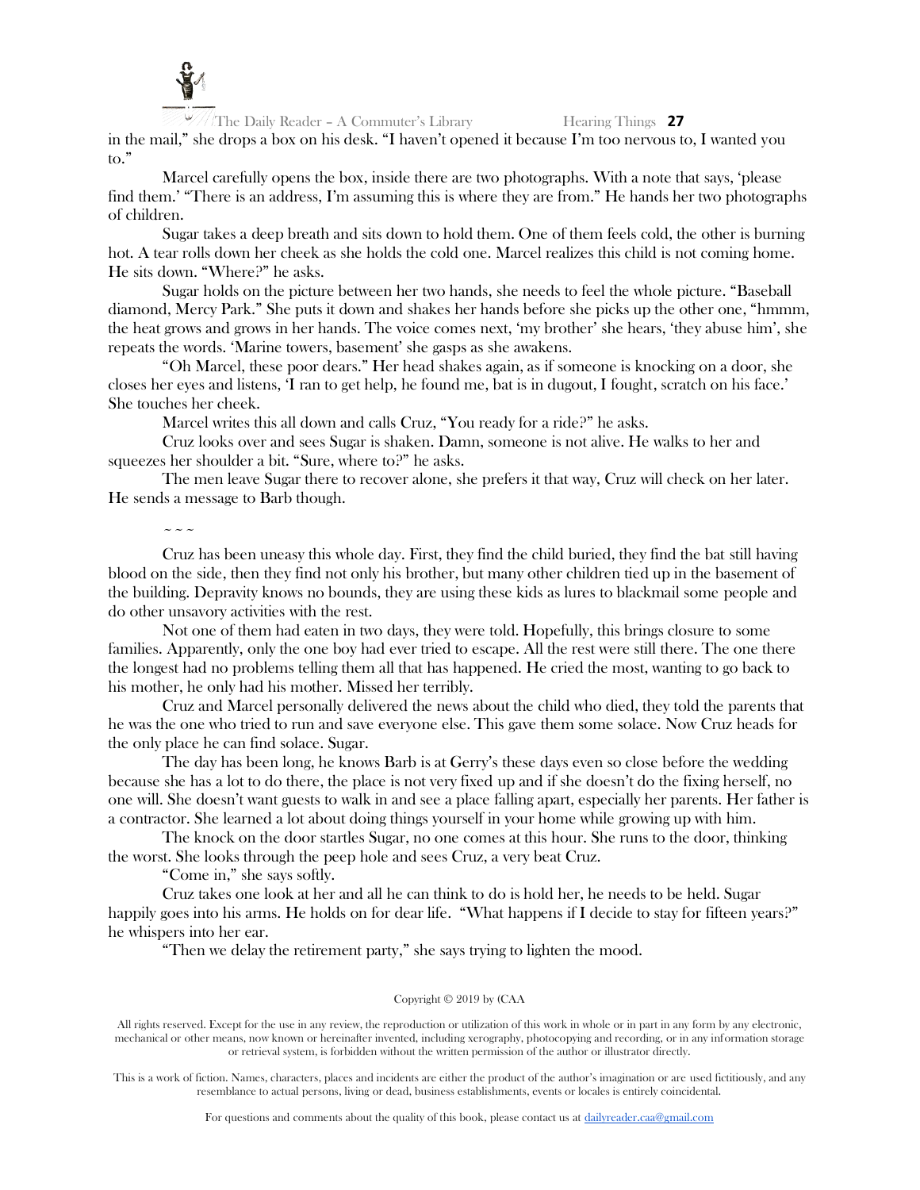in the mail," she drops a box on his desk. "I haven't opened it because I'm too nervous to, I wanted you to."

Marcel carefully opens the box, inside there are two photographs. With a note that says, 'please find them.' "There is an address, I'm assuming this is where they are from." He hands her two photographs of children.

Sugar takes a deep breath and sits down to hold them. One of them feels cold, the other is burning hot. A tear rolls down her cheek as she holds the cold one. Marcel realizes this child is not coming home. He sits down. "Where?" he asks.

Sugar holds on the picture between her two hands, she needs to feel the whole picture. "Baseball diamond, Mercy Park." She puts it down and shakes her hands before she picks up the other one, "hmmm, the heat grows and grows in her hands. The voice comes next, 'my brother' she hears, 'they abuse him', she repeats the words. 'Marine towers, basement' she gasps as she awakens.

"Oh Marcel, these poor dears." Her head shakes again, as if someone is knocking on a door, she closes her eyes and listens, 'I ran to get help, he found me, bat is in dugout, I fought, scratch on his face.' She touches her cheek.

Marcel writes this all down and calls Cruz, "You ready for a ride?" he asks.

Cruz looks over and sees Sugar is shaken. Damn, someone is not alive. He walks to her and squeezes her shoulder a bit. "Sure, where to?" he asks.

The men leave Sugar there to recover alone, she prefers it that way, Cruz will check on her later. He sends a message to Barb though.

~ ~ ~

Cruz has been uneasy this whole day. First, they find the child buried, they find the bat still having blood on the side, then they find not only his brother, but many other children tied up in the basement of the building. Depravity knows no bounds, they are using these kids as lures to blackmail some people and do other unsavory activities with the rest.

Not one of them had eaten in two days, they were told. Hopefully, this brings closure to some families. Apparently, only the one boy had ever tried to escape. All the rest were still there. The one there the longest had no problems telling them all that has happened. He cried the most, wanting to go back to his mother, he only had his mother. Missed her terribly.

Cruz and Marcel personally delivered the news about the child who died, they told the parents that he was the one who tried to run and save everyone else. This gave them some solace. Now Cruz heads for the only place he can find solace. Sugar.

The day has been long, he knows Barb is at Gerry's these days even so close before the wedding because she has a lot to do there, the place is not very fixed up and if she doesn't do the fixing herself, no one will. She doesn't want guests to walk in and see a place falling apart, especially her parents. Her father is a contractor. She learned a lot about doing things yourself in your home while growing up with him.

The knock on the door startles Sugar, no one comes at this hour. She runs to the door, thinking the worst. She looks through the peep hole and sees Cruz, a very beat Cruz.

"Come in," she says softly.

Cruz takes one look at her and all he can think to do is hold her, he needs to be held. Sugar happily goes into his arms. He holds on for dear life. "What happens if I decide to stay for fifteen years?" he whispers into her ear.

"Then we delay the retirement party," she says trying to lighten the mood.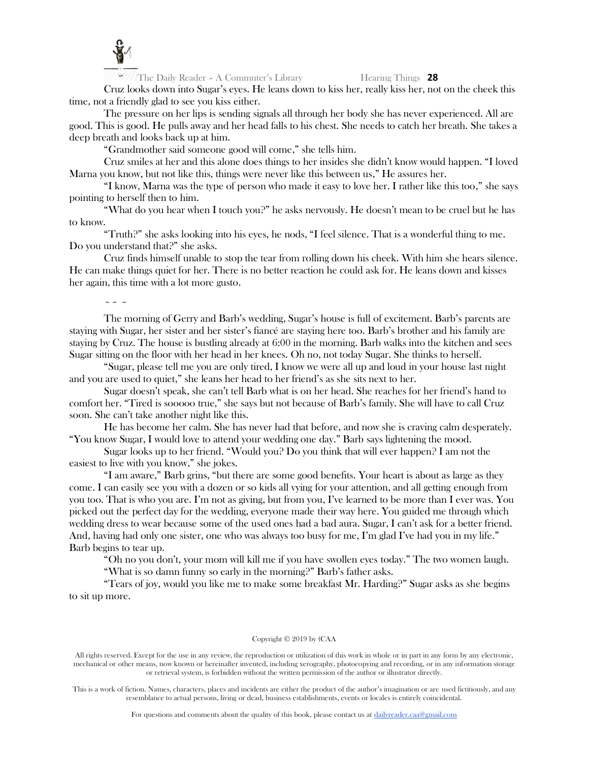Cruz looks down into Sugar's eyes. He leans down to kiss her, really kiss her, not on the cheek this time, not a friendly glad to see you kiss either.

The pressure on her lips is sending signals all through her body she has never experienced. All are good. This is good. He pulls away and her head falls to his chest. She needs to catch her breath. She takes a deep breath and looks back up at him.

"Grandmother said someone good will come," she tells him.

Cruz smiles at her and this alone does things to her insides she didn't know would happen. "I loved Marna you know, but not like this, things were never like this between us," He assures her.

"I know, Marna was the type of person who made it easy to love her. I rather like this too," she says pointing to herself then to him.

"What do you hear when I touch you?" he asks nervously. He doesn't mean to be cruel but he has to know.

"Truth?" she asks looking into his eyes, he nods, "I feel silence. That is a wonderful thing to me. Do you understand that?" she asks.

Cruz finds himself unable to stop the tear from rolling down his cheek. With him she hears silence. He can make things quiet for her. There is no better reaction he could ask for. He leans down and kisses her again, this time with a lot more gusto.

~ ~ ~

The morning of Gerry and Barb's wedding, Sugar's house is full of excitement. Barb's parents are staying with Sugar, her sister and her sister's fiancé are staying here too. Barb's brother and his family are staying by Cruz. The house is bustling already at 6:00 in the morning. Barb walks into the kitchen and sees Sugar sitting on the floor with her head in her knees. Oh no, not today Sugar. She thinks to herself.

"Sugar, please tell me you are only tired, I know we were all up and loud in your house last night and you are used to quiet," she leans her head to her friend's as she sits next to her.

Sugar doesn't speak, she can't tell Barb what is on her head. She reaches for her friend's hand to comfort her. "Tired is sooooo true," she says but not because of Barb's family. She will have to call Cruz soon. She can't take another night like this.

He has become her calm. She has never had that before, and now she is craving calm desperately. "You know Sugar, I would love to attend your wedding one day." Barb says lightening the mood.

Sugar looks up to her friend. "Would you? Do you think that will ever happen? I am not the easiest to live with you know," she jokes.

"I am aware," Barb grins, "but there are some good benefits. Your heart is about as large as they come. I can easily see you with a dozen or so kids all vying for your attention, and all getting enough from you too. That is who you are. I'm not as giving, but from you, I've learned to be more than I ever was. You picked out the perfect day for the wedding, everyone made their way here. You guided me through which wedding dress to wear because some of the used ones had a bad aura. Sugar, I can't ask for a better friend. And, having had only one sister, one who was always too busy for me, I'm glad I've had you in my life." Barb begins to tear up.

"Oh no you don't, your mom will kill me if you have swollen eyes today." The two women laugh.

"What is so damn funny so early in the morning?" Barb's father asks.

"Tears of joy, would you like me to make some breakfast Mr. Harding?" Sugar asks as she begins to sit up more.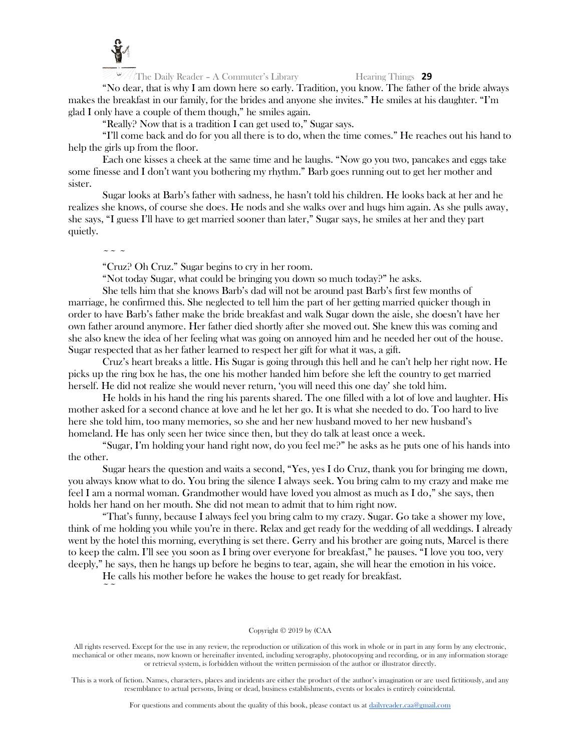"No dear, that is why I am down here so early. Tradition, you know. The father of the bride always makes the breakfast in our family, for the brides and anyone she invites." He smiles at his daughter. "I'm glad I only have a couple of them though," he smiles again.

"Really? Now that is a tradition I can get used to," Sugar says.

"I'll come back and do for you all there is to do, when the time comes." He reaches out his hand to help the girls up from the floor.

Each one kisses a cheek at the same time and he laughs. "Now go you two, pancakes and eggs take some finesse and I don't want you bothering my rhythm." Barb goes running out to get her mother and sister.

Sugar looks at Barb's father with sadness, he hasn't told his children. He looks back at her and he realizes she knows, of course she does. He nods and she walks over and hugs him again. As she pulls away, she says, "I guess I'll have to get married sooner than later," Sugar says, he smiles at her and they part quietly.

~ ~ ~

"Cruz? Oh Cruz." Sugar begins to cry in her room.

"Not today Sugar, what could be bringing you down so much today?" he asks.

She tells him that she knows Barb's dad will not be around past Barb's first few months of marriage, he confirmed this. She neglected to tell him the part of her getting married quicker though in order to have Barb's father make the bride breakfast and walk Sugar down the aisle, she doesn't have her own father around anymore. Her father died shortly after she moved out. She knew this was coming and she also knew the idea of her feeling what was going on annoyed him and he needed her out of the house. Sugar respected that as her father learned to respect her gift for what it was, a gift.

Cruz's heart breaks a little. His Sugar is going through this hell and he can't help her right now. He picks up the ring box he has, the one his mother handed him before she left the country to get married herself. He did not realize she would never return, 'you will need this one day' she told him.

He holds in his hand the ring his parents shared. The one filled with a lot of love and laughter. His mother asked for a second chance at love and he let her go. It is what she needed to do. Too hard to live here she told him, too many memories, so she and her new husband moved to her new husband's homeland. He has only seen her twice since then, but they do talk at least once a week.

"Sugar, I'm holding your hand right now, do you feel me?" he asks as he puts one of his hands into the other.

Sugar hears the question and waits a second, "Yes, yes I do Cruz, thank you for bringing me down, you always know what to do. You bring the silence I always seek. You bring calm to my crazy and make me feel I am a normal woman. Grandmother would have loved you almost as much as I do," she says, then holds her hand on her mouth. She did not mean to admit that to him right now.

"That's funny, because I always feel you bring calm to my crazy. Sugar. Go take a shower my love, think of me holding you while you're in there. Relax and get ready for the wedding of all weddings. I already went by the hotel this morning, everything is set there. Gerry and his brother are going nuts, Marcel is there to keep the calm. I'll see you soon as I bring over everyone for breakfast," he pauses. "I love you too, very deeply," he says, then he hangs up before he begins to tear, again, she will hear the emotion in his voice.

He calls his mother before he wakes the house to get ready for breakfast.

~ ~

Copyright © 2019 by (CAA

All rights reserved. Except for the use in any review, the reproduction or utilization of this work in whole or in part in any form by any electronic, mechanical or other means, now known or hereinafter invented, including xerography, photocopying and recording, or in any information storage or retrieval system, is forbidden without the written permission of the author or illustrator directly.

This is a work of fiction. Names, characters, places and incidents are either the product of the author's imagination or are used fictitiously, and any resemblance to actual persons, living or dead, business establishments, events or locales is entirely coincidental.

For questions and comments about the quality of this book, please contact us at dailyreader.caa@gmail.com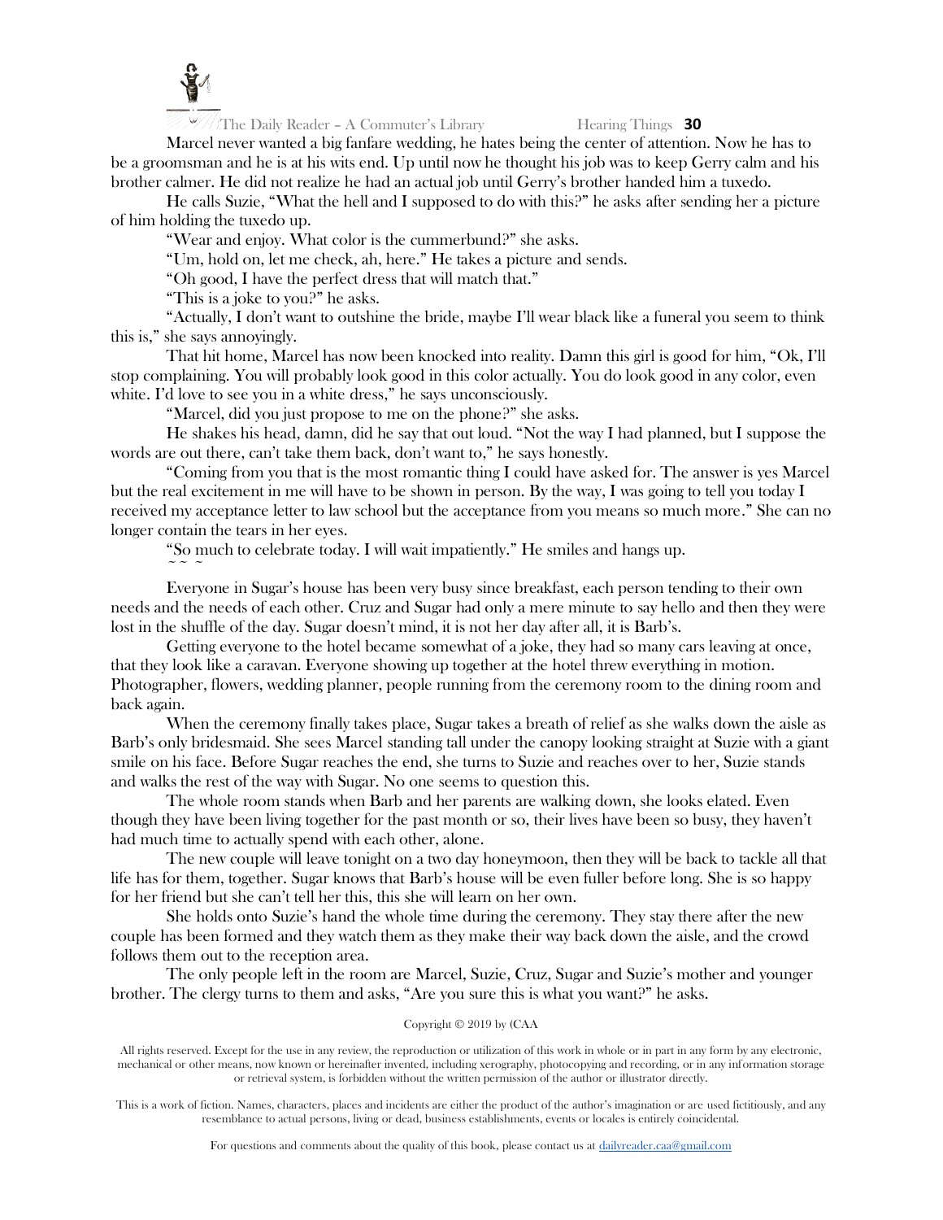Marcel never wanted a big fanfare wedding, he hates being the center of attention. Now he has to be a groomsman and he is at his wits end. Up until now he thought his job was to keep Gerry calm and his brother calmer. He did not realize he had an actual job until Gerry's brother handed him a tuxedo.

He calls Suzie, "What the hell and I supposed to do with this?" he asks after sending her a picture of him holding the tuxedo up.

"Wear and enjoy. What color is the cummerbund?" she asks.

"Um, hold on, let me check, ah, here." He takes a picture and sends.

"Oh good, I have the perfect dress that will match that."

"This is a joke to you?" he asks.

"Actually, I don't want to outshine the bride, maybe I'll wear black like a funeral you seem to think this is," she says annoyingly.

That hit home, Marcel has now been knocked into reality. Damn this girl is good for him, "Ok, I'll stop complaining. You will probably look good in this color actually. You do look good in any color, even white. I'd love to see you in a white dress," he says unconsciously.

"Marcel, did you just propose to me on the phone?" she asks.

He shakes his head, damn, did he say that out loud. "Not the way I had planned, but I suppose the words are out there, can't take them back, don't want to," he says honestly.

"Coming from you that is the most romantic thing I could have asked for. The answer is yes Marcel but the real excitement in me will have to be shown in person. By the way, I was going to tell you today I received my acceptance letter to law school but the acceptance from you means so much more." She can no longer contain the tears in her eyes.

"So much to celebrate today. I will wait impatiently." He smiles and hangs up.

~ ~ ~

Everyone in Sugar's house has been very busy since breakfast, each person tending to their own needs and the needs of each other. Cruz and Sugar had only a mere minute to say hello and then they were lost in the shuffle of the day. Sugar doesn't mind, it is not her day after all, it is Barb's.

Getting everyone to the hotel became somewhat of a joke, they had so many cars leaving at once, that they look like a caravan. Everyone showing up together at the hotel threw everything in motion. Photographer, flowers, wedding planner, people running from the ceremony room to the dining room and back again.

When the ceremony finally takes place, Sugar takes a breath of relief as she walks down the aisle as Barb's only bridesmaid. She sees Marcel standing tall under the canopy looking straight at Suzie with a giant smile on his face. Before Sugar reaches the end, she turns to Suzie and reaches over to her, Suzie stands and walks the rest of the way with Sugar. No one seems to question this.

The whole room stands when Barb and her parents are walking down, she looks elated. Even though they have been living together for the past month or so, their lives have been so busy, they haven't had much time to actually spend with each other, alone.

The new couple will leave tonight on a two day honeymoon, then they will be back to tackle all that life has for them, together. Sugar knows that Barb's house will be even fuller before long. She is so happy for her friend but she can't tell her this, this she will learn on her own.

She holds onto Suzie's hand the whole time during the ceremony. They stay there after the new couple has been formed and they watch them as they make their way back down the aisle, and the crowd follows them out to the reception area.

The only people left in the room are Marcel, Suzie, Cruz, Sugar and Suzie's mother and younger brother. The clergy turns to them and asks, "Are you sure this is what you want?" he asks.

Copyright © 2019 by (CAA

All rights reserved. Except for the use in any review, the reproduction or utilization of this work in whole or in part in any form by any electronic, mechanical or other means, now known or hereinafter invented, including xerography, photocopying and recording, or in any information storage or retrieval system, is forbidden without the written permission of the author or illustrator directly.

This is a work of fiction. Names, characters, places and incidents are either the product of the author's imagination or are used fictitiously, and any resemblance to actual persons, living or dead, business establishments, events or locales is entirely coincidental.

For questions and comments about the quality of this book, please contact us at dailyreader.caa@gmail.com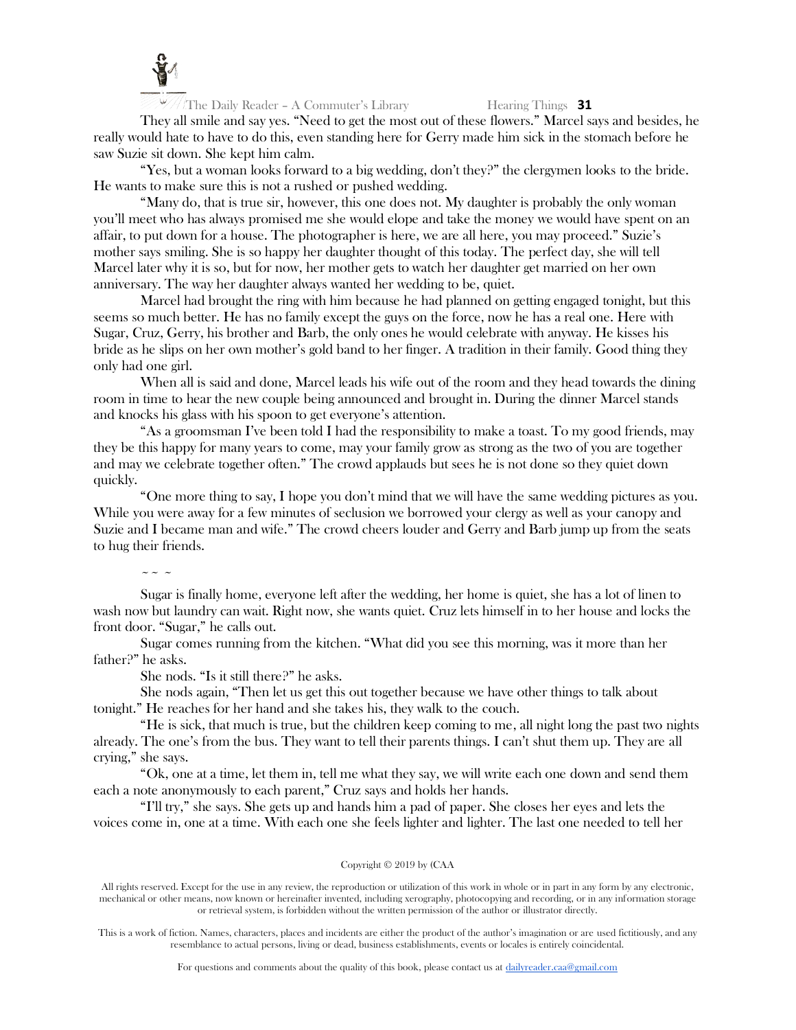They all smile and say yes. "Need to get the most out of these flowers." Marcel says and besides, he really would hate to have to do this, even standing here for Gerry made him sick in the stomach before he saw Suzie sit down. She kept him calm.

"Yes, but a woman looks forward to a big wedding, don't they?" the clergymen looks to the bride. He wants to make sure this is not a rushed or pushed wedding.

"Many do, that is true sir, however, this one does not. My daughter is probably the only woman you'll meet who has always promised me she would elope and take the money we would have spent on an affair, to put down for a house. The photographer is here, we are all here, you may proceed." Suzie's mother says smiling. She is so happy her daughter thought of this today. The perfect day, she will tell Marcel later why it is so, but for now, her mother gets to watch her daughter get married on her own anniversary. The way her daughter always wanted her wedding to be, quiet.

Marcel had brought the ring with him because he had planned on getting engaged tonight, but this seems so much better. He has no family except the guys on the force, now he has a real one. Here with Sugar, Cruz, Gerry, his brother and Barb, the only ones he would celebrate with anyway. He kisses his bride as he slips on her own mother's gold band to her finger. A tradition in their family. Good thing they only had one girl.

When all is said and done, Marcel leads his wife out of the room and they head towards the dining room in time to hear the new couple being announced and brought in. During the dinner Marcel stands and knocks his glass with his spoon to get everyone's attention.

"As a groomsman I've been told I had the responsibility to make a toast. To my good friends, may they be this happy for many years to come, may your family grow as strong as the two of you are together and may we celebrate together often." The crowd applauds but sees he is not done so they quiet down quickly.

"One more thing to say, I hope you don't mind that we will have the same wedding pictures as you. While you were away for a few minutes of seclusion we borrowed your clergy as well as your canopy and Suzie and I became man and wife." The crowd cheers louder and Gerry and Barb jump up from the seats to hug their friends.

~ ~ ~

Sugar is finally home, everyone left after the wedding, her home is quiet, she has a lot of linen to wash now but laundry can wait. Right now, she wants quiet. Cruz lets himself in to her house and locks the front door. "Sugar," he calls out.

Sugar comes running from the kitchen. "What did you see this morning, was it more than her father?" he asks.

She nods. "Is it still there?" he asks.

She nods again, "Then let us get this out together because we have other things to talk about tonight." He reaches for her hand and she takes his, they walk to the couch.

"He is sick, that much is true, but the children keep coming to me, all night long the past two nights already. The one's from the bus. They want to tell their parents things. I can't shut them up. They are all crying," she says.

"Ok, one at a time, let them in, tell me what they say, we will write each one down and send them each a note anonymously to each parent," Cruz says and holds her hands.

"I'll try," she says. She gets up and hands him a pad of paper. She closes her eyes and lets the voices come in, one at a time. With each one she feels lighter and lighter. The last one needed to tell her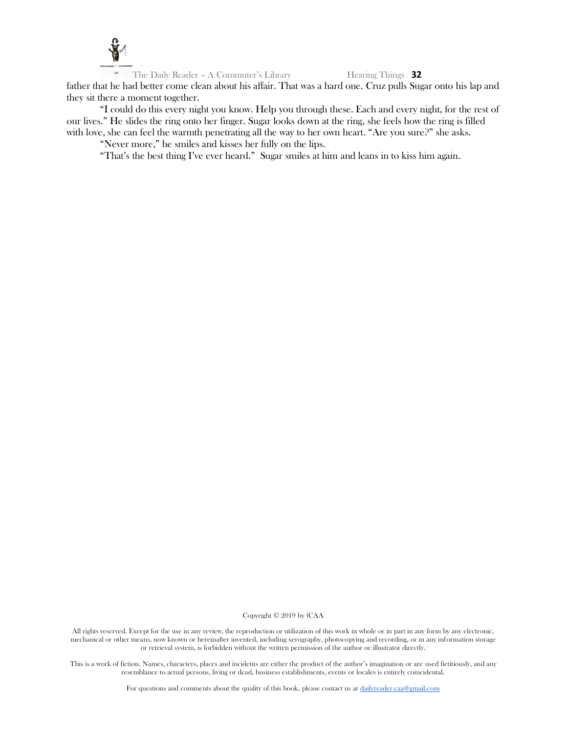father that he had better come clean about his affair. That was a hard one. Cruz pulls Sugar onto his lap and they sit there a moment together.

"I could do this every night you know. Help you through these. Each and every night, for the rest of our lives." He slides the ring onto her finger. Sugar looks down at the ring, she feels how the ring is filled with love, she can feel the warmth penetrating all the way to her own heart. "Are you sure?" she asks.

"Never more," he smiles and kisses her fully on the lips.

"That's the best thing I've ever heard." Sugar smiles at him and leans in to kiss him again.

Copyright © 2019 by (CAA

All rights reserved. Except for the use in any review, the reproduction or utilization of this work in whole or in part in any form by any electronic, mechanical or other means, now known or hereinafter invented, including xerography, photocopying and recording, or in any information storage or retrieval system, is forbidden without the written permission of the author or illustrator directly.

This is a work of fiction. Names, characters, places and incidents are either the product of the author's imagination or are used fictitiously, and any resemblance to actual persons, living or dead, business establishments, events or locales is entirely coincidental.

For questions and comments about the quality of this book, please contact us at dailyreader.caa@gmail.com